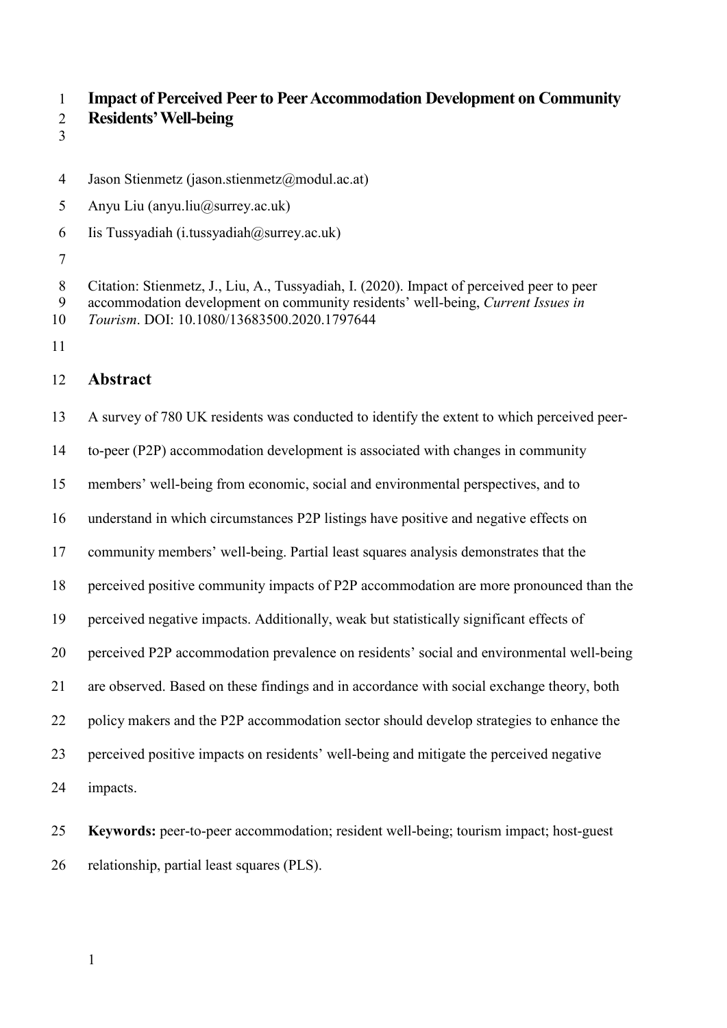# Impact of Perceived Peer to Peer Accommodation Development on Community Residents' Well-being

Jason Stienmetz (jason.stienmetz@modul.ac.at)

Anyu Liu (anyu.liu@surrey.ac.uk)

Iis Tussyadiah (i.tussyadiah@surrey.ac.uk)

Citation: Stienmetz, J., Liu, A., Tussyadiah, I. (2020). Impact of perceived peer to peer accommodation development on community residents' well-being, *Current Issues in Tourism*. DOI: 10.1080/13683500.2020.1797644

## Abstract

A survey of 780 UK residents was conducted to identify the extent to which perceived peer-to-peer (P2P) accommodation development is associated with changes in community members' well-being from economic, social and environmental perspectives, and to understand in which circumstances P2P listings have positive and negative effects on community members' well-being. Partial least squares analysis demonstrates that the perceived positive community impacts of P2P accommodation are more pronounced than the perceived negative impacts. Additionally, weak but statistically significant effects of perceived P2P accommodation prevalence on residents' social and environmental well-being are observed. Based on these findings and in accordance with social exchange theory, both policy makers and the P2P accommodation sector should develop strategies to enhance the perceived positive impacts on residents' well-being and mitigate the perceived negative impacts.

**Keywords:** peer-to-peer accommodation; resident well-being; tourism impact; host-guest relationship, partial least squares (PLS).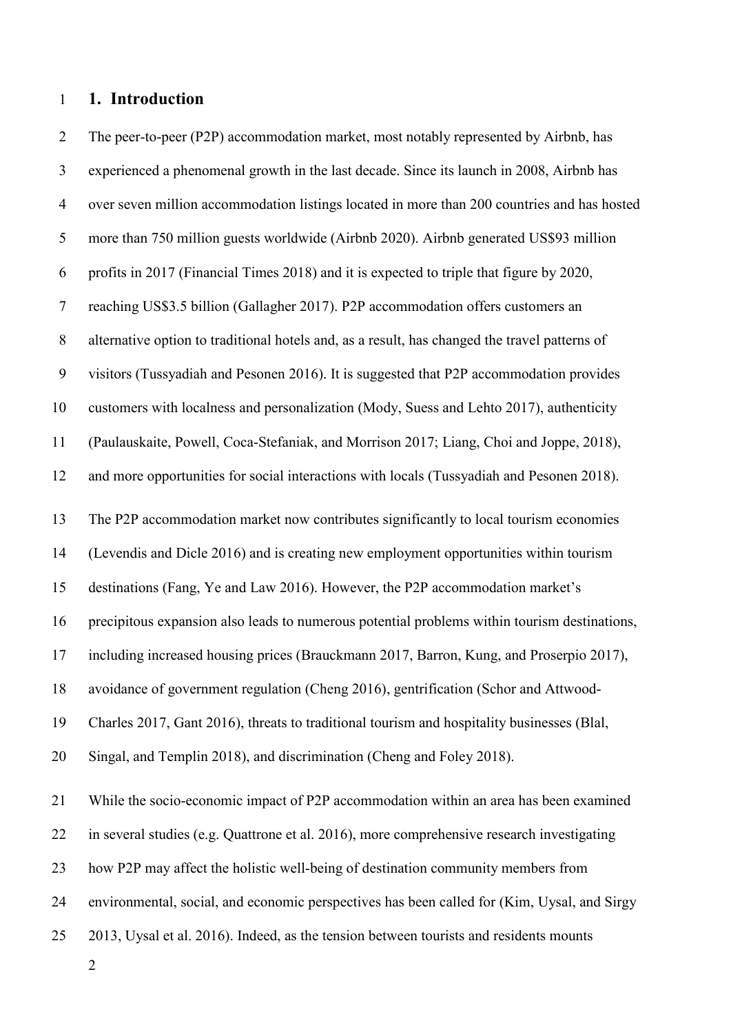## 1. Introduction

The peer-to-peer (P2P) accommodation market, most notably represented by Airbnb, has experienced a phenomenal growth in the last decade. Since its launch in 2008, Airbnb has over seven million accommodation listings located in more than 200 countries and has hosted more than 750 million guests worldwide (Airbnb 2020). Airbnb generated US$93 million profits in 2017 (Financial Times 2018) and it is expected to triple that figure by 2020, reaching US$3.5 billion (Gallagher 2017). P2P accommodation offers customers an alternative option to traditional hotels and, as a result, has changed the travel patterns of visitors (Tussyadiah and Pesonen 2016). It is suggested that P2P accommodation provides customers with localness and personalization (Mody, Suess and Lehto 2017), authenticity (Paulauskaite, Powell, Coca-Stefaniak, and Morrison 2017; Liang, Choi and Joppe, 2018), and more opportunities for social interactions with locals (Tussyadiah and Pesonen 2018).

The P2P accommodation market now contributes significantly to local tourism economies (Levendis and Dicle 2016) and is creating new employment opportunities within tourism destinations (Fang, Ye and Law 2016). However, the P2P accommodation market's precipitous expansion also leads to numerous potential problems within tourism destinations, including increased housing prices (Brauckmann 2017, Barron, Kung, and Proserpio 2017), avoidance of government regulation (Cheng 2016), gentrification (Schor and Attwood-Charles 2017, Gant 2016), threats to traditional tourism and hospitality businesses (Blal, Singal, and Templin 2018), and discrimination (Cheng and Foley 2018).

While the socio-economic impact of P2P accommodation within an area has been examined in several studies (e.g. Quattrone et al. 2016), more comprehensive research investigating how P2P may affect the holistic well-being of destination community members from environmental, social, and economic perspectives has been called for (Kim, Uysal, and Sirgy 2013, Uysal et al. 2016). Indeed, as the tension between tourists and residents mounts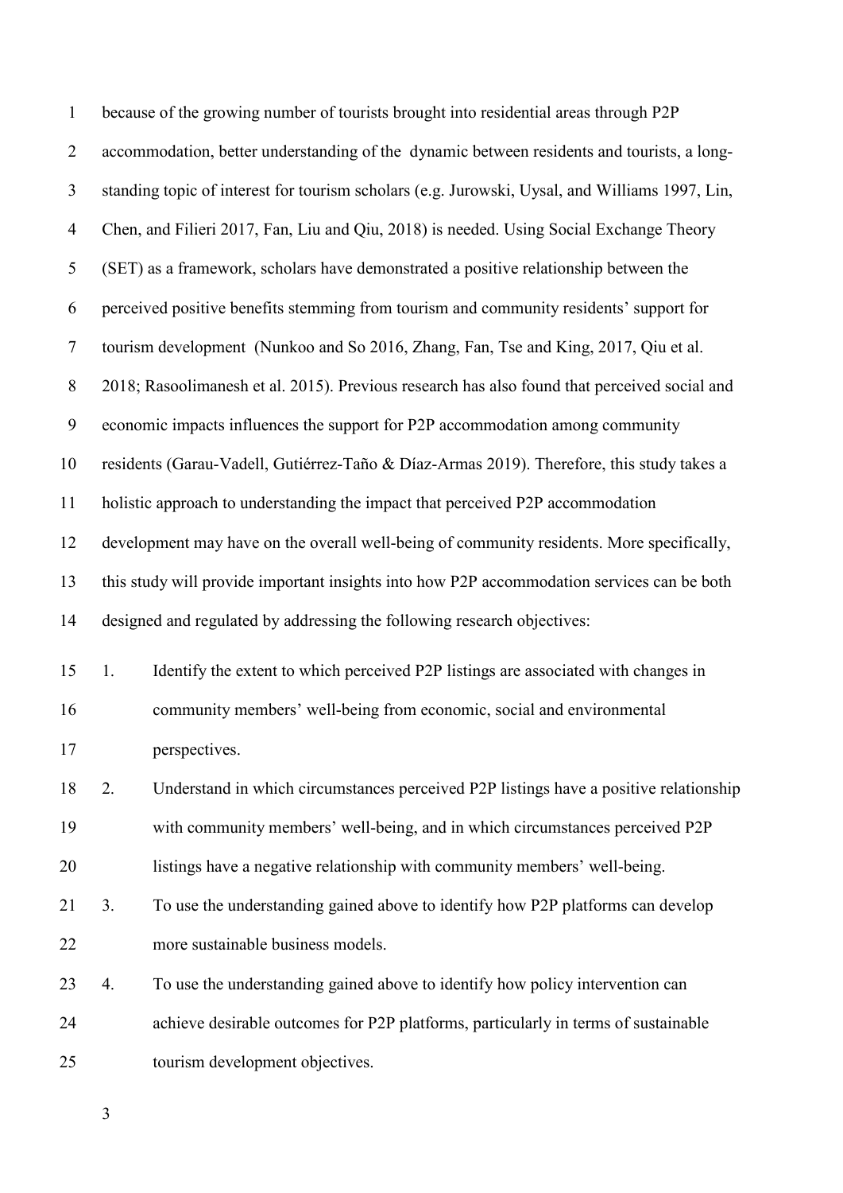because of the growing number of tourists brought into residential areas through P2P accommodation, better understanding of the dynamic between residents and tourists, a long-standing topic of interest for tourism scholars (e.g. Jurowski, Uysal, and Williams 1997, Lin, Chen, and Filieri 2017, Fan, Liu and Qiu, 2018) is needed. Using Social Exchange Theory (SET) as a framework, scholars have demonstrated a positive relationship between the perceived positive benefits stemming from tourism and community residents' support for tourism development (Nunkoo and So 2016, Zhang, Fan, Tse and King, 2017, Qiu et al. 2018; Rasoolimanesh et al. 2015). Previous research has also found that perceived social and economic impacts influences the support for P2P accommodation among community residents (Garau-Vadell, Gutiérrez-Taño & Díaz-Armas 2019). Therefore, this study takes a holistic approach to understanding the impact that perceived P2P accommodation development may have on the overall well-being of community residents. More specifically, this study will provide important insights into how P2P accommodation services can be both designed and regulated by addressing the following research objectives:

1. Identify the extent to which perceived P2P listings are associated with changes in community members' well-being from economic, social and environmental perspectives.
2. Understand in which circumstances perceived P2P listings have a positive relationship with community members' well-being, and in which circumstances perceived P2P listings have a negative relationship with community members' well-being.
3. To use the understanding gained above to identify how P2P platforms can develop more sustainable business models.
4. To use the understanding gained above to identify how policy intervention can achieve desirable outcomes for P2P platforms, particularly in terms of sustainable tourism development objectives.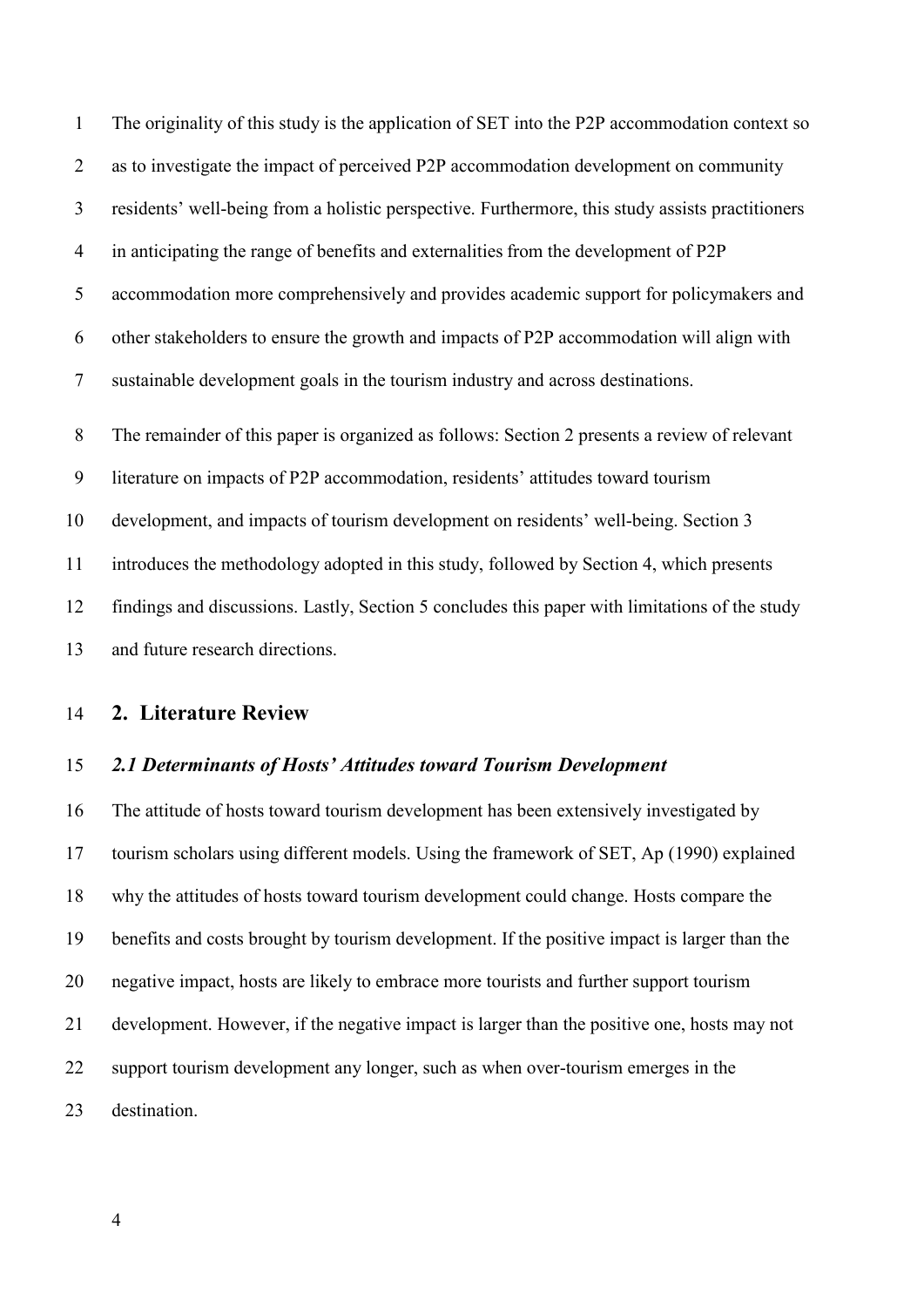The originality of this study is the application of SET into the P2P accommodation context so as to investigate the impact of perceived P2P accommodation development on community residents' well-being from a holistic perspective. Furthermore, this study assists practitioners in anticipating the range of benefits and externalities from the development of P2P accommodation more comprehensively and provides academic support for policymakers and other stakeholders to ensure the growth and impacts of P2P accommodation will align with sustainable development goals in the tourism industry and across destinations.

The remainder of this paper is organized as follows: Section 2 presents a review of relevant literature on impacts of P2P accommodation, residents' attitudes toward tourism development, and impacts of tourism development on residents' well-being. Section 3 introduces the methodology adopted in this study, followed by Section 4, which presents findings and discussions. Lastly, Section 5 concludes this paper with limitations of the study and future research directions.

## 2. Literature Review

### *2.1 Determinants of Hosts' Attitudes toward Tourism Development*

The attitude of hosts toward tourism development has been extensively investigated by tourism scholars using different models. Using the framework of SET, Ap (1990) explained why the attitudes of hosts toward tourism development could change. Hosts compare the benefits and costs brought by tourism development. If the positive impact is larger than the negative impact, hosts are likely to embrace more tourists and further support tourism development. However, if the negative impact is larger than the positive one, hosts may not support tourism development any longer, such as when over-tourism emerges in the destination.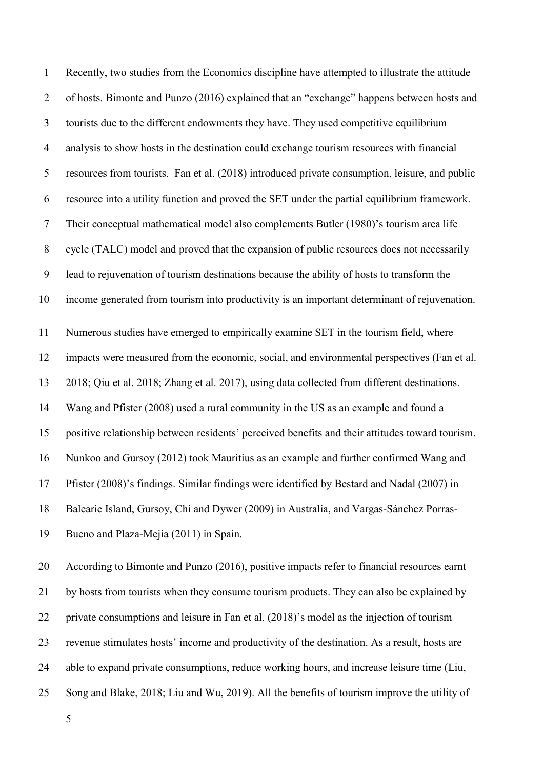Recently, two studies from the Economics discipline have attempted to illustrate the attitude of hosts. Bimonte and Punzo (2016) explained that an "exchange" happens between hosts and tourists due to the different endowments they have. They used competitive equilibrium analysis to show hosts in the destination could exchange tourism resources with financial resources from tourists. Fan et al. (2018) introduced private consumption, leisure, and public resource into a utility function and proved the SET under the partial equilibrium framework. Their conceptual mathematical model also complements Butler (1980)'s tourism area life cycle (TALC) model and proved that the expansion of public resources does not necessarily lead to rejuvenation of tourism destinations because the ability of hosts to transform the income generated from tourism into productivity is an important determinant of rejuvenation.

Numerous studies have emerged to empirically examine SET in the tourism field, where impacts were measured from the economic, social, and environmental perspectives (Fan et al. 2018; Qiu et al. 2018; Zhang et al. 2017), using data collected from different destinations. Wang and Pfister (2008) used a rural community in the US as an example and found a positive relationship between residents' perceived benefits and their attitudes toward tourism. Nunkoo and Gursoy (2012) took Mauritius as an example and further confirmed Wang and Pfister (2008)'s findings. Similar findings were identified by Bestard and Nadal (2007) in Balearic Island, Gursoy, Chi and Dywer (2009) in Australia, and Vargas-Sánchez Porras-Bueno and Plaza-Mejía (2011) in Spain.

According to Bimonte and Punzo (2016), positive impacts refer to financial resources earnt by hosts from tourists when they consume tourism products. They can also be explained by private consumptions and leisure in Fan et al. (2018)'s model as the injection of tourism revenue stimulates hosts' income and productivity of the destination. As a result, hosts are able to expand private consumptions, reduce working hours, and increase leisure time (Liu, Song and Blake, 2018; Liu and Wu, 2019). All the benefits of tourism improve the utility of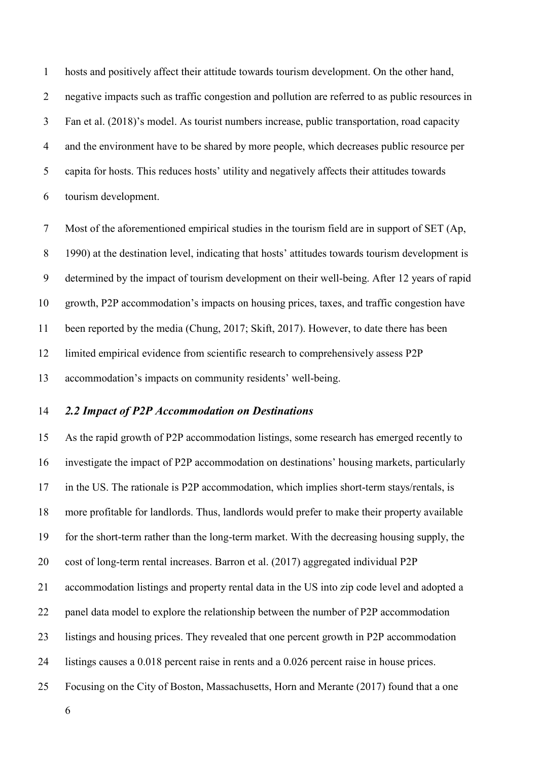hosts and positively affect their attitude towards tourism development. On the other hand, negative impacts such as traffic congestion and pollution are referred to as public resources in Fan et al. (2018)'s model. As tourist numbers increase, public transportation, road capacity and the environment have to be shared by more people, which decreases public resource per capita for hosts. This reduces hosts' utility and negatively affects their attitudes towards tourism development.

Most of the aforementioned empirical studies in the tourism field are in support of SET (Ap, 1990) at the destination level, indicating that hosts' attitudes towards tourism development is determined by the impact of tourism development on their well-being. After 12 years of rapid growth, P2P accommodation's impacts on housing prices, taxes, and traffic congestion have been reported by the media (Chung, 2017; Skift, 2017). However, to date there has been limited empirical evidence from scientific research to comprehensively assess P2P accommodation's impacts on community residents' well-being.

### *2.2 Impact of P2P Accommodation on Destinations*

As the rapid growth of P2P accommodation listings, some research has emerged recently to investigate the impact of P2P accommodation on destinations' housing markets, particularly in the US. The rationale is P2P accommodation, which implies short-term stays/rentals, is more profitable for landlords. Thus, landlords would prefer to make their property available for the short-term rather than the long-term market. With the decreasing housing supply, the cost of long-term rental increases. Barron et al. (2017) aggregated individual P2P accommodation listings and property rental data in the US into zip code level and adopted a panel data model to explore the relationship between the number of P2P accommodation listings and housing prices. They revealed that one percent growth in P2P accommodation listings causes a 0.018 percent raise in rents and a 0.026 percent raise in house prices. Focusing on the City of Boston, Massachusetts, Horn and Merante (2017) found that a one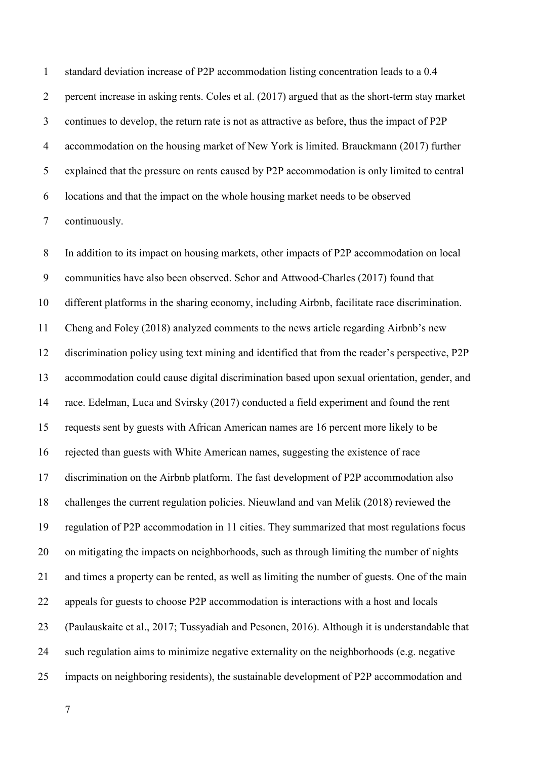standard deviation increase of P2P accommodation listing concentration leads to a 0.4 percent increase in asking rents. Coles et al. (2017) argued that as the short-term stay market continues to develop, the return rate is not as attractive as before, thus the impact of P2P accommodation on the housing market of New York is limited. Brauckmann (2017) further explained that the pressure on rents caused by P2P accommodation is only limited to central locations and that the impact on the whole housing market needs to be observed continuously.

In addition to its impact on housing markets, other impacts of P2P accommodation on local communities have also been observed. Schor and Attwood-Charles (2017) found that different platforms in the sharing economy, including Airbnb, facilitate race discrimination. Cheng and Foley (2018) analyzed comments to the news article regarding Airbnb's new discrimination policy using text mining and identified that from the reader's perspective, P2P accommodation could cause digital discrimination based upon sexual orientation, gender, and race. Edelman, Luca and Svirsky (2017) conducted a field experiment and found the rent requests sent by guests with African American names are 16 percent more likely to be rejected than guests with White American names, suggesting the existence of race discrimination on the Airbnb platform. The fast development of P2P accommodation also challenges the current regulation policies. Nieuwland and van Melik (2018) reviewed the regulation of P2P accommodation in 11 cities. They summarized that most regulations focus on mitigating the impacts on neighborhoods, such as through limiting the number of nights and times a property can be rented, as well as limiting the number of guests. One of the main appeals for guests to choose P2P accommodation is interactions with a host and locals (Paulauskaite et al., 2017; Tussyadiah and Pesonen, 2016). Although it is understandable that such regulation aims to minimize negative externality on the neighborhoods (e.g. negative impacts on neighboring residents), the sustainable development of P2P accommodation and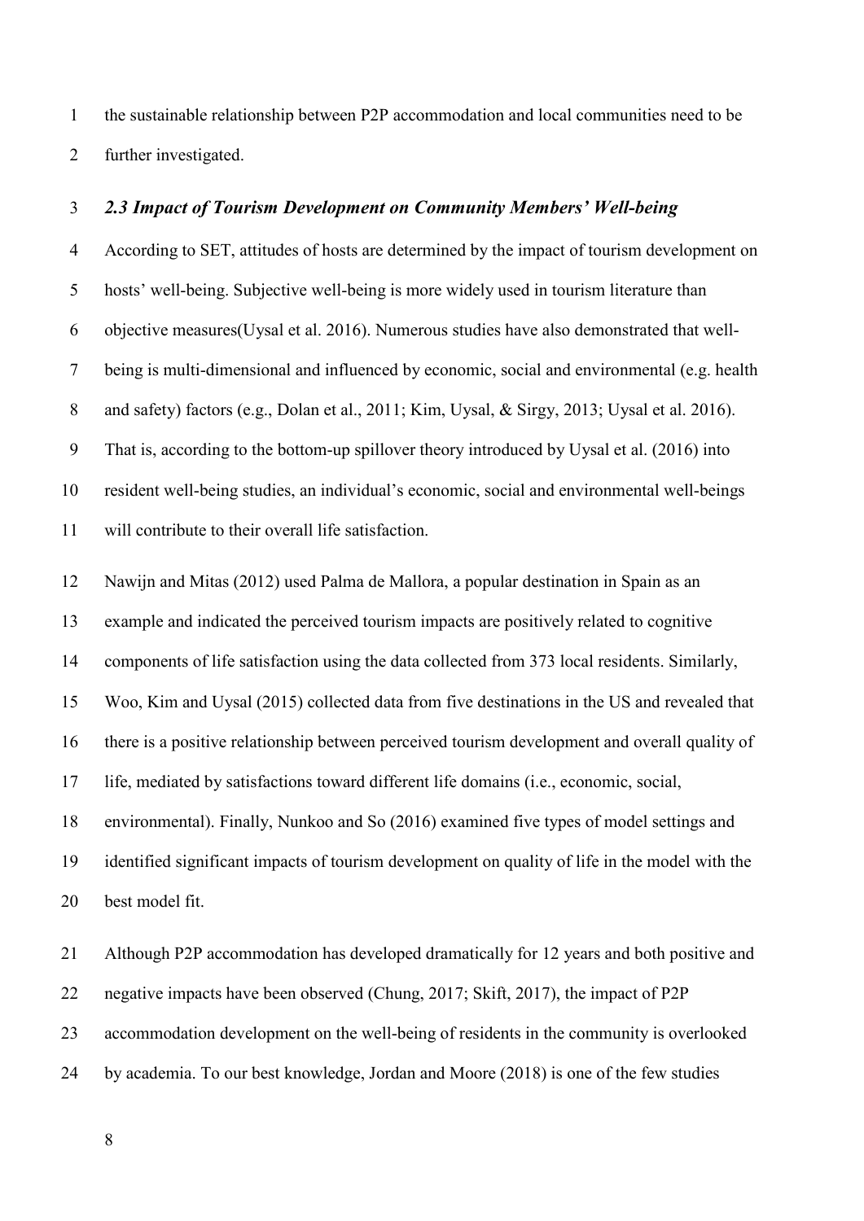the sustainable relationship between P2P accommodation and local communities need to be further investigated.

### *2.3 Impact of Tourism Development on Community Members' Well-being*

According to SET, attitudes of hosts are determined by the impact of tourism development on hosts' well-being. Subjective well-being is more widely used in tourism literature than objective measures(Uysal et al. 2016). Numerous studies have also demonstrated that well-being is multi-dimensional and influenced by economic, social and environmental (e.g. health and safety) factors (e.g., Dolan et al., 2011; Kim, Uysal, & Sirgy, 2013; Uysal et al. 2016). That is, according to the bottom-up spillover theory introduced by Uysal et al. (2016) into resident well-being studies, an individual's economic, social and environmental well-beings will contribute to their overall life satisfaction.

Nawijn and Mitas (2012) used Palma de Mallora, a popular destination in Spain as an example and indicated the perceived tourism impacts are positively related to cognitive components of life satisfaction using the data collected from 373 local residents. Similarly, Woo, Kim and Uysal (2015) collected data from five destinations in the US and revealed that there is a positive relationship between perceived tourism development and overall quality of life, mediated by satisfactions toward different life domains (i.e., economic, social, environmental). Finally, Nunkoo and So (2016) examined five types of model settings and identified significant impacts of tourism development on quality of life in the model with the best model fit.

Although P2P accommodation has developed dramatically for 12 years and both positive and negative impacts have been observed (Chung, 2017; Skift, 2017), the impact of P2P accommodation development on the well-being of residents in the community is overlooked by academia. To our best knowledge, Jordan and Moore (2018) is one of the few studies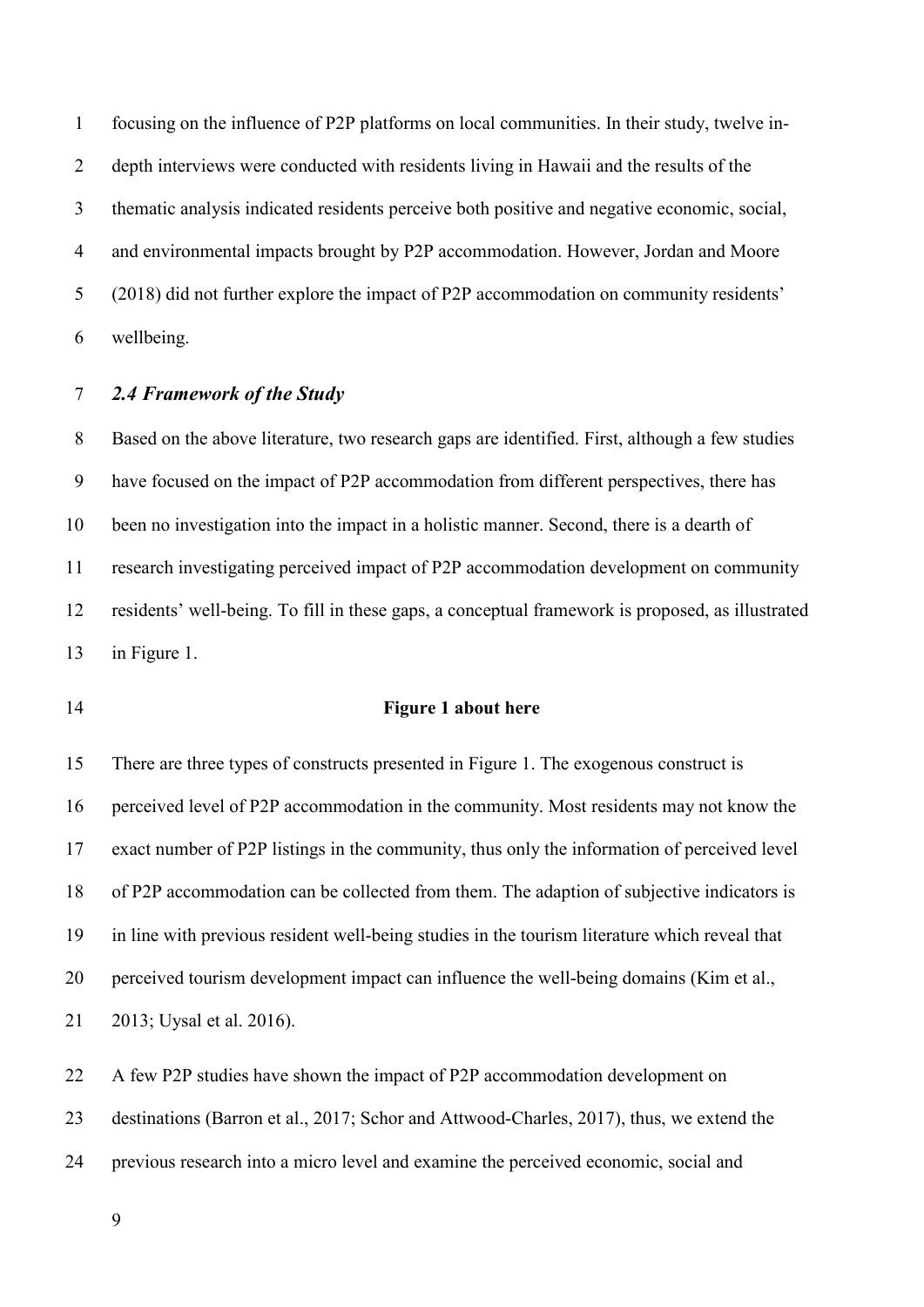focusing on the influence of P2P platforms on local communities. In their study, twelve in-depth interviews were conducted with residents living in Hawaii and the results of the thematic analysis indicated residents perceive both positive and negative economic, social, and environmental impacts brought by P2P accommodation. However, Jordan and Moore (2018) did not further explore the impact of P2P accommodation on community residents' wellbeing.

### *2.4 Framework of the Study*

Based on the above literature, two research gaps are identified. First, although a few studies have focused on the impact of P2P accommodation from different perspectives, there has been no investigation into the impact in a holistic manner. Second, there is a dearth of research investigating perceived impact of P2P accommodation development on community residents' well-being. To fill in these gaps, a conceptual framework is proposed, as illustrated in Figure 1.

**Figure 1 about here**

There are three types of constructs presented in Figure 1. The exogenous construct is perceived level of P2P accommodation in the community. Most residents may not know the exact number of P2P listings in the community, thus only the information of perceived level of P2P accommodation can be collected from them. The adaption of subjective indicators is in line with previous resident well-being studies in the tourism literature which reveal that perceived tourism development impact can influence the well-being domains (Kim et al., 2013; Uysal et al. 2016).

A few P2P studies have shown the impact of P2P accommodation development on destinations (Barron et al., 2017; Schor and Attwood-Charles, 2017), thus, we extend the previous research into a micro level and examine the perceived economic, social and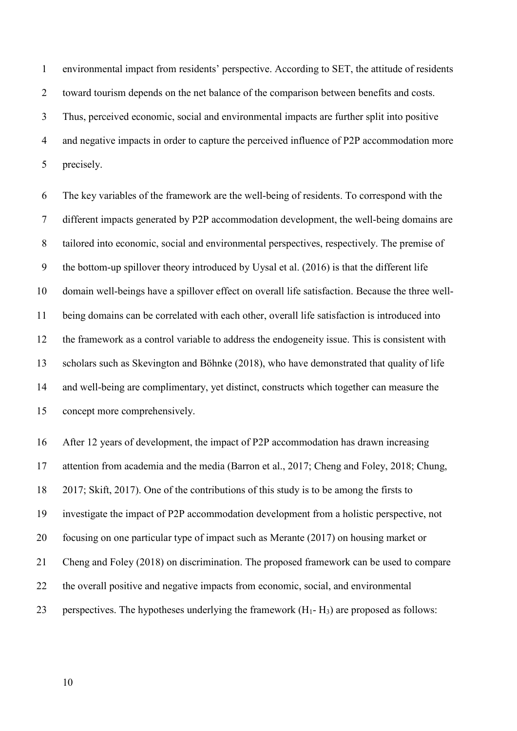environmental impact from residents' perspective. According to SET, the attitude of residents toward tourism depends on the net balance of the comparison between benefits and costs. Thus, perceived economic, social and environmental impacts are further split into positive and negative impacts in order to capture the perceived influence of P2P accommodation more precisely.

The key variables of the framework are the well-being of residents. To correspond with the different impacts generated by P2P accommodation development, the well-being domains are tailored into economic, social and environmental perspectives, respectively. The premise of the bottom-up spillover theory introduced by Uysal et al. (2016) is that the different life domain well-beings have a spillover effect on overall life satisfaction. Because the three well-being domains can be correlated with each other, overall life satisfaction is introduced into the framework as a control variable to address the endogeneity issue. This is consistent with scholars such as Skevington and Böhnke (2018), who have demonstrated that quality of life and well-being are complimentary, yet distinct, constructs which together can measure the concept more comprehensively.

After 12 years of development, the impact of P2P accommodation has drawn increasing attention from academia and the media (Barron et al., 2017; Cheng and Foley, 2018; Chung, 2017; Skift, 2017). One of the contributions of this study is to be among the firsts to investigate the impact of P2P accommodation development from a holistic perspective, not focusing on one particular type of impact such as Merante (2017) on housing market or Cheng and Foley (2018) on discrimination. The proposed framework can be used to compare the overall positive and negative impacts from economic, social, and environmental perspectives. The hypotheses underlying the framework ($H_1$- $H_3$) are proposed as follows: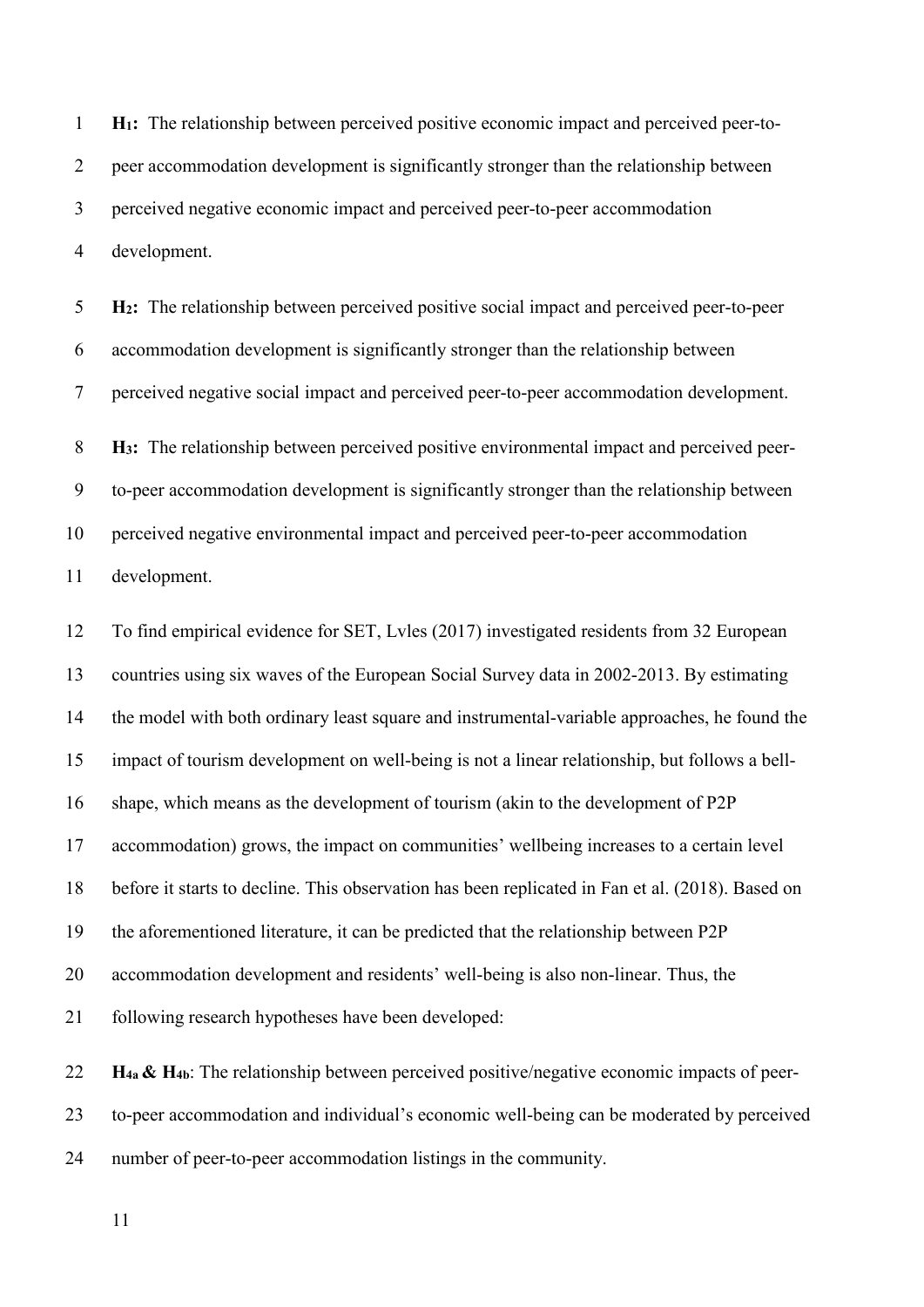**$H_1$:** The relationship between perceived positive economic impact and perceived peer-to-peer accommodation development is significantly stronger than the relationship between perceived negative economic impact and perceived peer-to-peer accommodation development.

**$H_2$:** The relationship between perceived positive social impact and perceived peer-to-peer accommodation development is significantly stronger than the relationship between perceived negative social impact and perceived peer-to-peer accommodation development.

**$H_3$:** The relationship between perceived positive environmental impact and perceived peer-to-peer accommodation development is significantly stronger than the relationship between perceived negative environmental impact and perceived peer-to-peer accommodation development.

To find empirical evidence for SET, Lvles (2017) investigated residents from 32 European countries using six waves of the European Social Survey data in 2002-2013. By estimating the model with both ordinary least square and instrumental-variable approaches, he found the impact of tourism development on well-being is not a linear relationship, but follows a bell-shape, which means as the development of tourism (akin to the development of P2P accommodation) grows, the impact on communities' wellbeing increases to a certain level before it starts to decline. This observation has been replicated in Fan et al. (2018). Based on the aforementioned literature, it can be predicted that the relationship between P2P accommodation development and residents' well-being is also non-linear. Thus, the following research hypotheses have been developed:

**$H_{4a}$ & $H_{4b}$**: The relationship between perceived positive/negative economic impacts of peer-to-peer accommodation and individual's economic well-being can be moderated by perceived number of peer-to-peer accommodation listings in the community.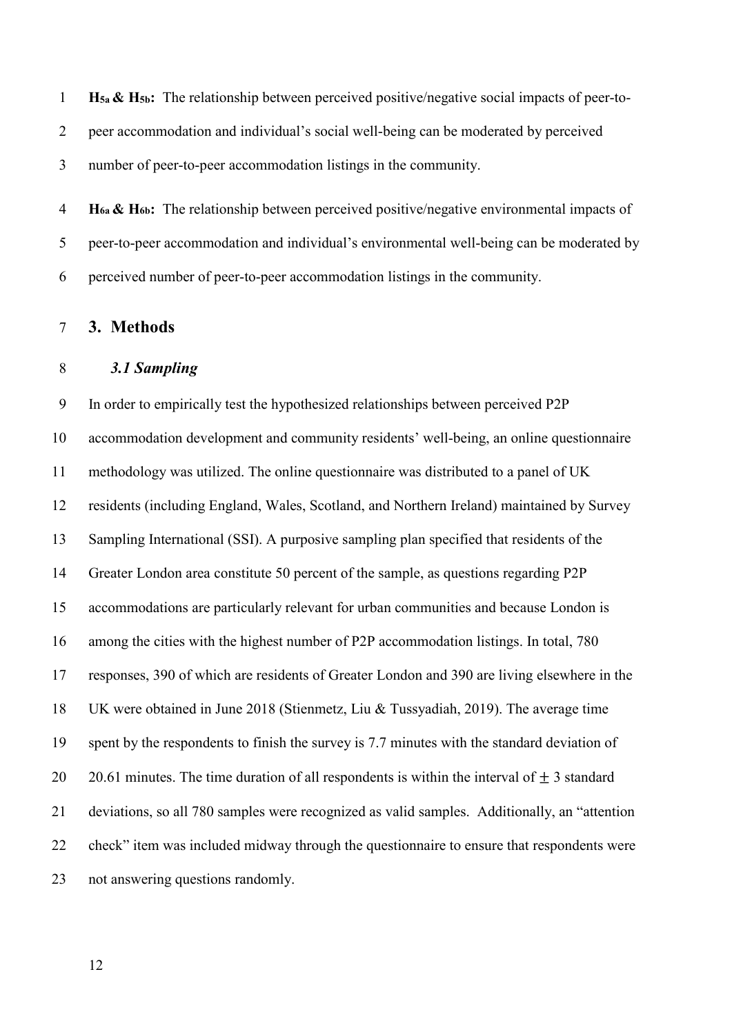**$H_{5a}$ & $H_{5b}$:** The relationship between perceived positive/negative social impacts of peer-to-peer accommodation and individual's social well-being can be moderated by perceived number of peer-to-peer accommodation listings in the community.

**$H_{6a}$ & $H_{6b}$:** The relationship between perceived positive/negative environmental impacts of peer-to-peer accommodation and individual's environmental well-being can be moderated by perceived number of peer-to-peer accommodation listings in the community.

## 3. Methods

### *3.1 Sampling*

In order to empirically test the hypothesized relationships between perceived P2P accommodation development and community residents' well-being, an online questionnaire methodology was utilized. The online questionnaire was distributed to a panel of UK residents (including England, Wales, Scotland, and Northern Ireland) maintained by Survey Sampling International (SSI). A purposive sampling plan specified that residents of the Greater London area constitute 50 percent of the sample, as questions regarding P2P accommodations are particularly relevant for urban communities and because London is among the cities with the highest number of P2P accommodation listings. In total, 780 responses, 390 of which are residents of Greater London and 390 are living elsewhere in the UK were obtained in June 2018 (Stienmetz, Liu & Tussyadiah, 2019). The average time spent by the respondents to finish the survey is 7.7 minutes with the standard deviation of 20.61 minutes. The time duration of all respondents is within the interval of $\pm$ 3 standard deviations, so all 780 samples were recognized as valid samples. Additionally, an "attention check" item was included midway through the questionnaire to ensure that respondents were not answering questions randomly.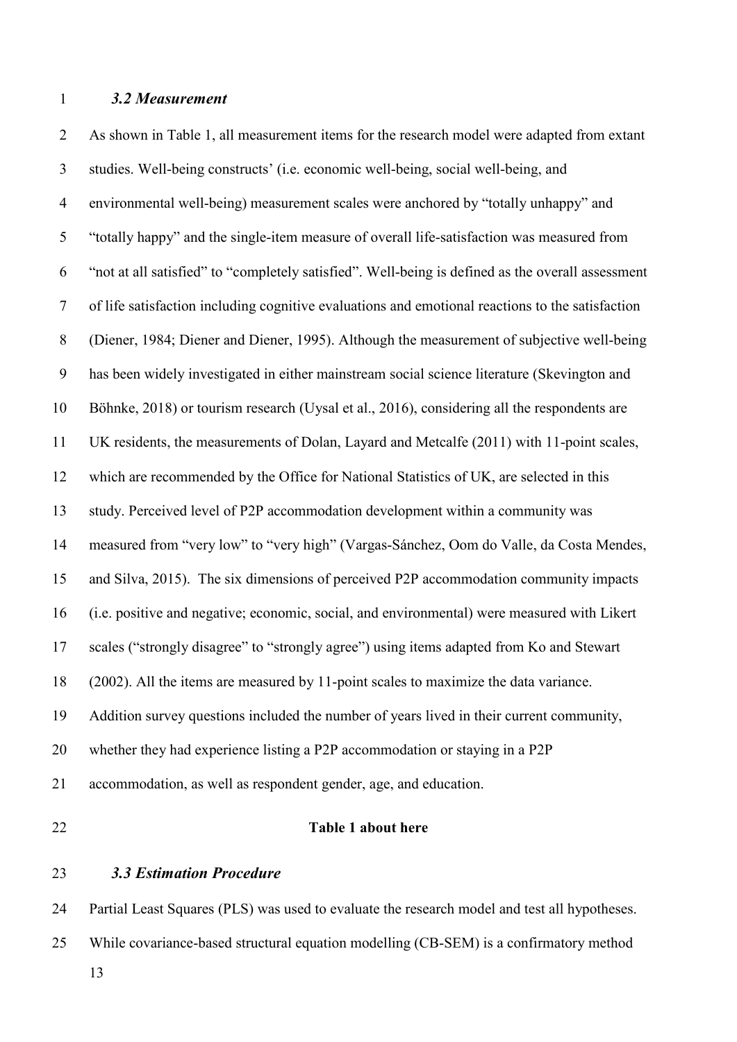### *3.2 Measurement*

As shown in Table 1, all measurement items for the research model were adapted from extant studies. Well-being constructs' (i.e. economic well-being, social well-being, and environmental well-being) measurement scales were anchored by "totally unhappy" and "totally happy" and the single-item measure of overall life-satisfaction was measured from "not at all satisfied" to "completely satisfied". Well-being is defined as the overall assessment of life satisfaction including cognitive evaluations and emotional reactions to the satisfaction (Diener, 1984; Diener and Diener, 1995). Although the measurement of subjective well-being has been widely investigated in either mainstream social science literature (Skevington and Böhnke, 2018) or tourism research (Uysal et al., 2016), considering all the respondents are UK residents, the measurements of Dolan, Layard and Metcalfe (2011) with 11-point scales, which are recommended by the Office for National Statistics of UK, are selected in this study. Perceived level of P2P accommodation development within a community was measured from "very low" to "very high" (Vargas-Sánchez, Oom do Valle, da Costa Mendes, and Silva, 2015). The six dimensions of perceived P2P accommodation community impacts (i.e. positive and negative; economic, social, and environmental) were measured with Likert scales ("strongly disagree" to "strongly agree") using items adapted from Ko and Stewart (2002). All the items are measured by 11-point scales to maximize the data variance. Addition survey questions included the number of years lived in their current community, whether they had experience listing a P2P accommodation or staying in a P2P accommodation, as well as respondent gender, age, and education.

**Table 1 about here**

### *3.3 Estimation Procedure*

Partial Least Squares (PLS) was used to evaluate the research model and test all hypotheses. While covariance-based structural equation modelling (CB-SEM) is a confirmatory method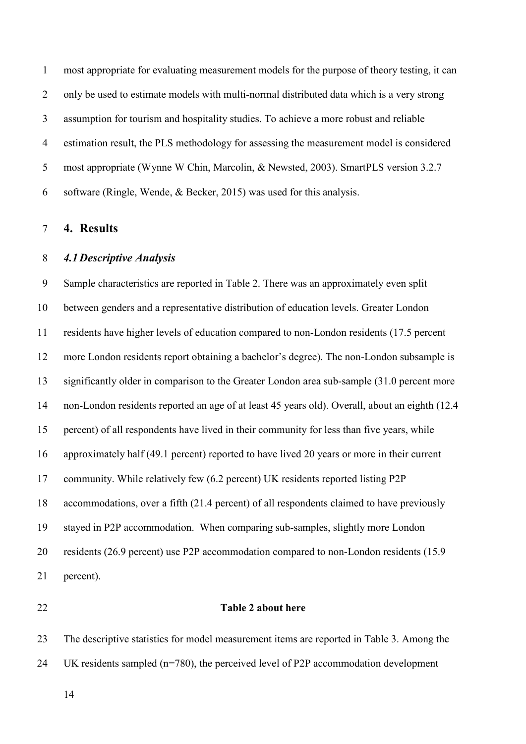most appropriate for evaluating measurement models for the purpose of theory testing, it can only be used to estimate models with multi-normal distributed data which is a very strong assumption for tourism and hospitality studies. To achieve a more robust and reliable estimation result, the PLS methodology for assessing the measurement model is considered most appropriate (Wynne W Chin, Marcolin, & Newsted, 2003). SmartPLS version 3.2.7 software (Ringle, Wende, & Becker, 2015) was used for this analysis.

## 4. Results

### *4.1 Descriptive Analysis*

Sample characteristics are reported in Table 2. There was an approximately even split between genders and a representative distribution of education levels. Greater London residents have higher levels of education compared to non-London residents (17.5 percent more London residents report obtaining a bachelor's degree). The non-London subsample is significantly older in comparison to the Greater London area sub-sample (31.0 percent more non-London residents reported an age of at least 45 years old). Overall, about an eighth (12.4 percent) of all respondents have lived in their community for less than five years, while approximately half (49.1 percent) reported to have lived 20 years or more in their current community. While relatively few (6.2 percent) UK residents reported listing P2P accommodations, over a fifth (21.4 percent) of all respondents claimed to have previously stayed in P2P accommodation. When comparing sub-samples, slightly more London residents (26.9 percent) use P2P accommodation compared to non-London residents (15.9 percent).

**Table 2 about here**

The descriptive statistics for model measurement items are reported in Table 3. Among the UK residents sampled (n=780), the perceived level of P2P accommodation development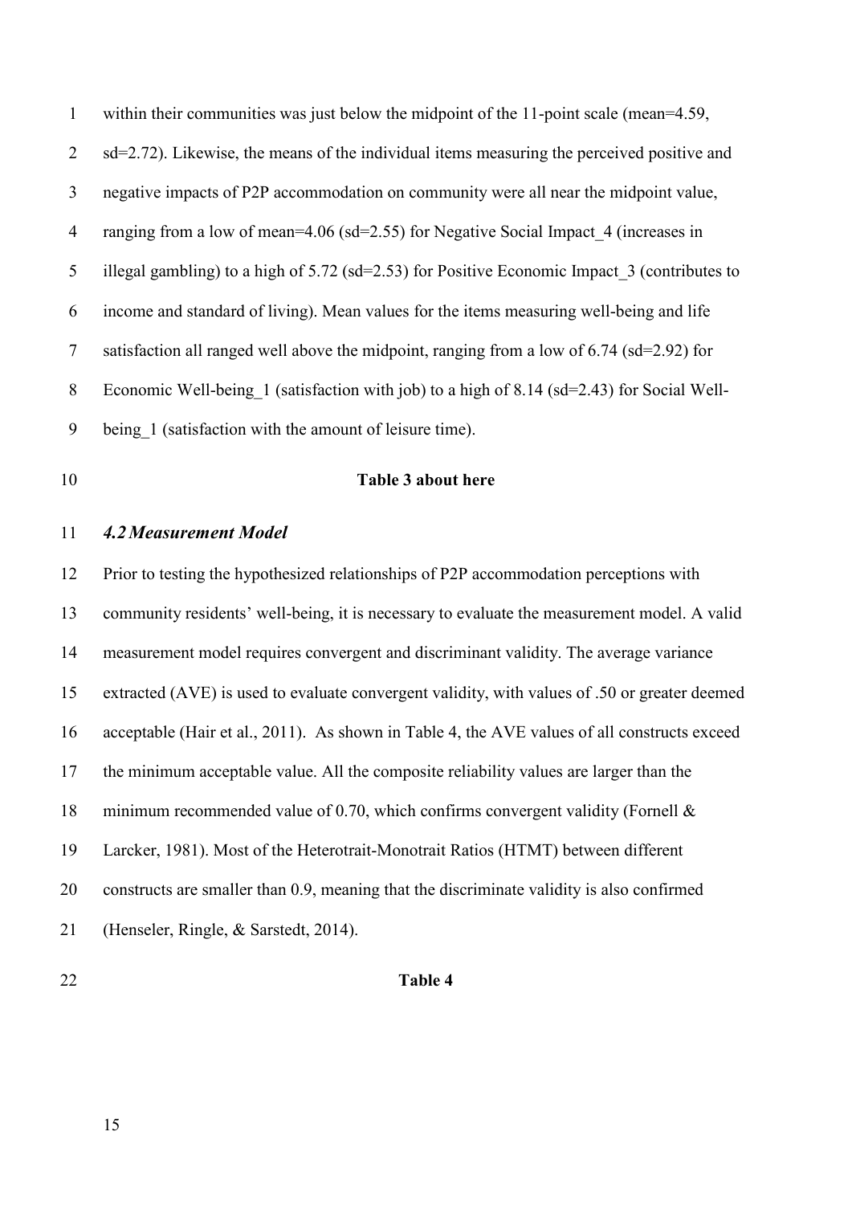within their communities was just below the midpoint of the 11-point scale (mean=4.59, sd=2.72). Likewise, the means of the individual items measuring the perceived positive and negative impacts of P2P accommodation on community were all near the midpoint value, ranging from a low of mean=4.06 (sd=2.55) for Negative Social Impact_4 (increases in illegal gambling) to a high of 5.72 (sd=2.53) for Positive Economic Impact_3 (contributes to income and standard of living). Mean values for the items measuring well-being and life satisfaction all ranged well above the midpoint, ranging from a low of 6.74 (sd=2.92) for Economic Well-being_1 (satisfaction with job) to a high of 8.14 (sd=2.43) for Social Well-being_1 (satisfaction with the amount of leisure time).

**Table 3 about here**

### *4.2 Measurement Model*

Prior to testing the hypothesized relationships of P2P accommodation perceptions with community residents' well-being, it is necessary to evaluate the measurement model. A valid measurement model requires convergent and discriminant validity. The average variance extracted (AVE) is used to evaluate convergent validity, with values of .50 or greater deemed acceptable (Hair et al., 2011). As shown in Table 4, the AVE values of all constructs exceed the minimum acceptable value. All the composite reliability values are larger than the minimum recommended value of 0.70, which confirms convergent validity (Fornell & Larcker, 1981). Most of the Heterotrait-Monotrait Ratios (HTMT) between different constructs are smaller than 0.9, meaning that the discriminate validity is also confirmed (Henseler, Ringle, & Sarstedt, 2014).

**Table 4**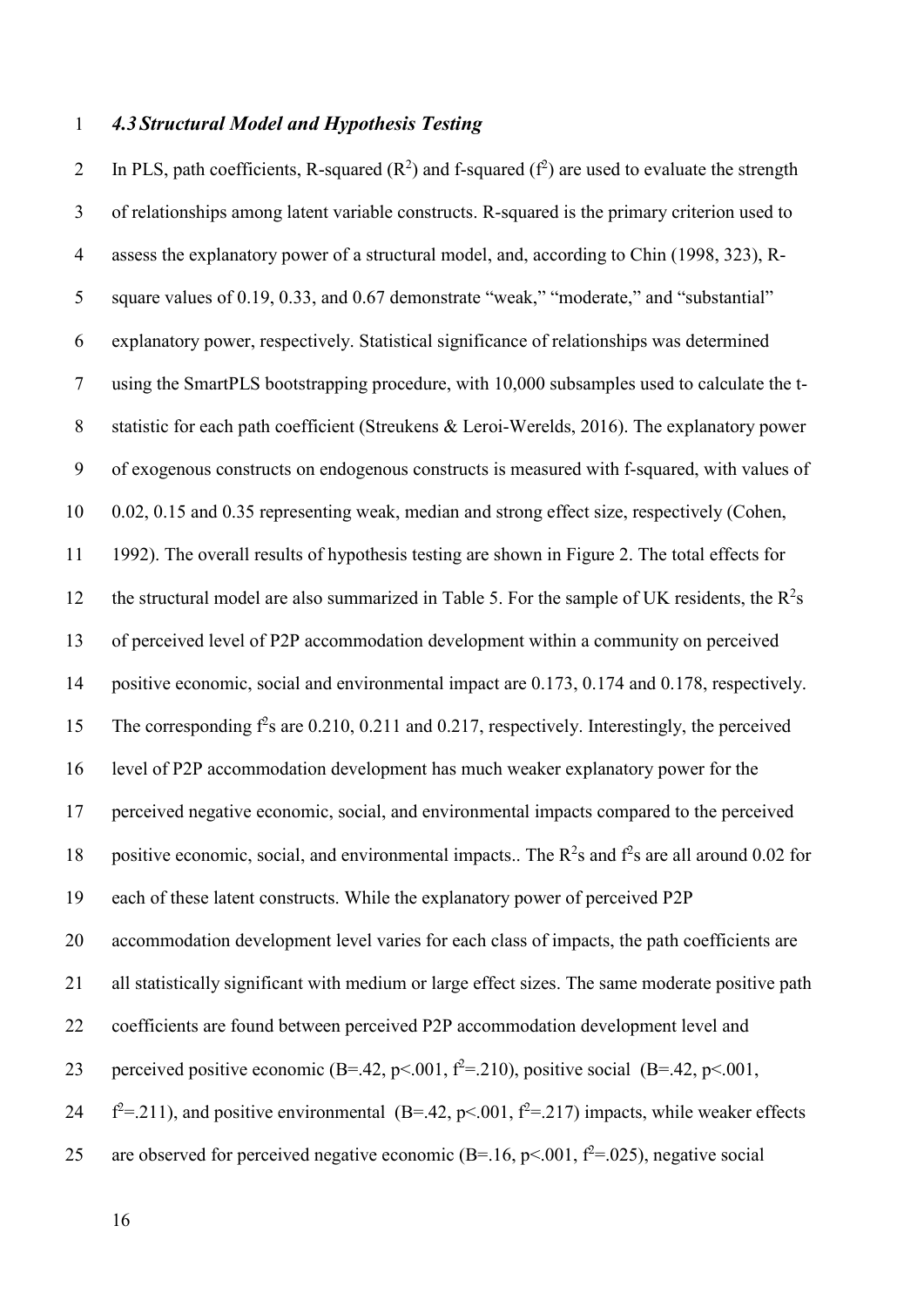### *4.3 Structural Model and Hypothesis Testing*

In PLS, path coefficients, R-squared ($R^2$) and f-squared ($f^2$) are used to evaluate the strength of relationships among latent variable constructs. R-squared is the primary criterion used to assess the explanatory power of a structural model, and, according to Chin (1998, 323), R-square values of 0.19, 0.33, and 0.67 demonstrate "weak," "moderate," and "substantial" explanatory power, respectively. Statistical significance of relationships was determined using the SmartPLS bootstrapping procedure, with 10,000 subsamples used to calculate the t-statistic for each path coefficient (Streukens & Leroi-Werelds, 2016). The explanatory power of exogenous constructs on endogenous constructs is measured with f-squared, with values of 0.02, 0.15 and 0.35 representing weak, median and strong effect size, respectively (Cohen, 1992). The overall results of hypothesis testing are shown in Figure 2. The total effects for the structural model are also summarized in Table 5. For the sample of UK residents, the $R^2$s of perceived level of P2P accommodation development within a community on perceived positive economic, social and environmental impact are 0.173, 0.174 and 0.178, respectively. The corresponding $f^2$s are 0.210, 0.211 and 0.217, respectively. Interestingly, the perceived level of P2P accommodation development has much weaker explanatory power for the perceived negative economic, social, and environmental impacts compared to the perceived positive economic, social, and environmental impacts.. The $R^2$s and $f^2$s are all around 0.02 for each of these latent constructs. While the explanatory power of perceived P2P accommodation development level varies for each class of impacts, the path coefficients are all statistically significant with medium or large effect sizes. The same moderate positive path coefficients are found between perceived P2P accommodation development level and perceived positive economic ($B=.42$, $p<.001$, $f^2=.210$), positive social ($B=.42$, $p<.001$, $f^2=.211$), and positive environmental ($B=.42$, $p<.001$, $f^2=.217$) impacts, while weaker effects are observed for perceived negative economic ($B=.16$, $p<.001$, $f^2=.025$), negative social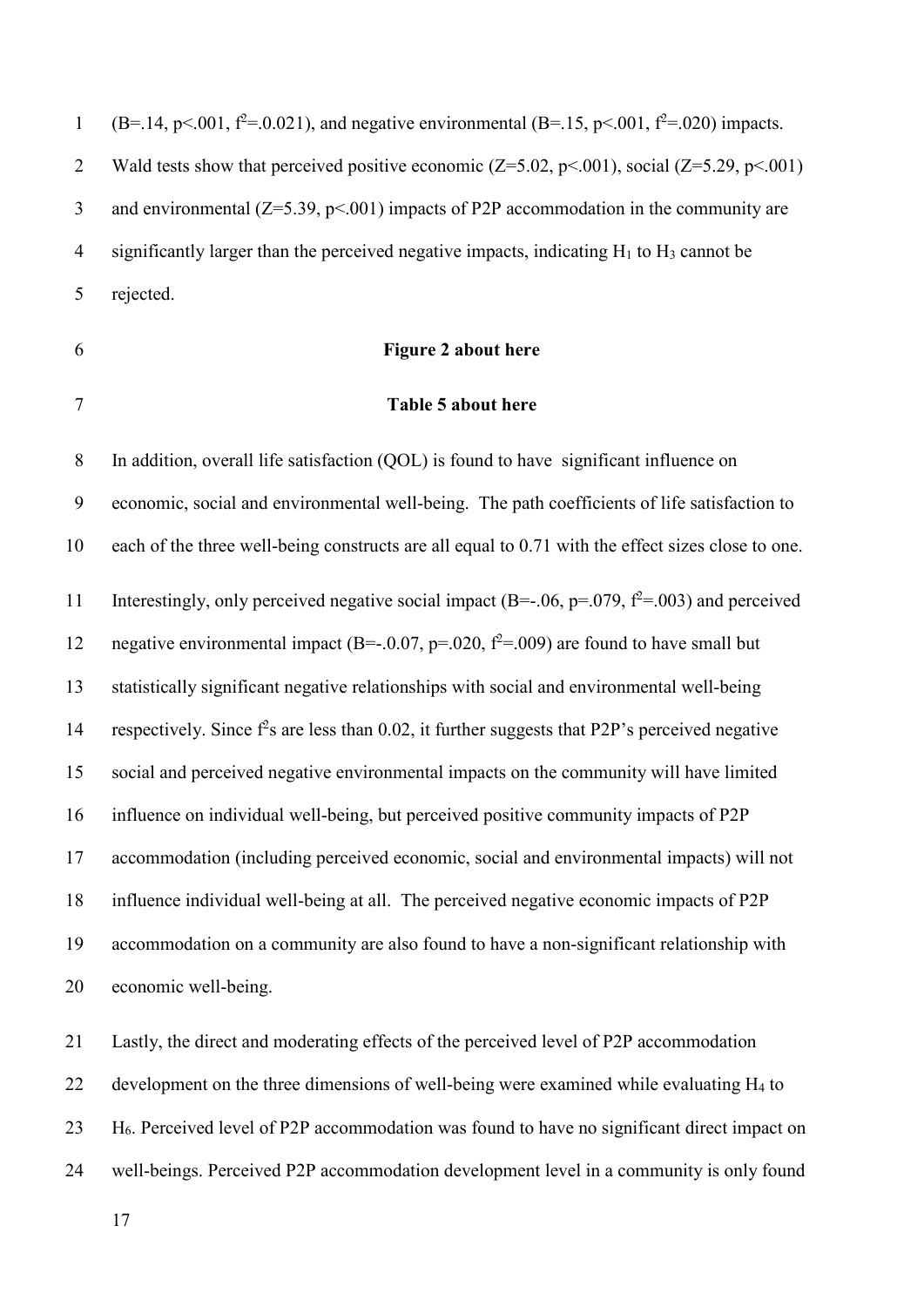(B=.14, p<.001, $f^2$=.0.021), and negative environmental (B=.15, p<.001, $f^2$=.020) impacts. Wald tests show that perceived positive economic (Z=5.02, p<.001), social (Z=5.29, p<.001) and environmental (Z=5.39, p<.001) impacts of P2P accommodation in the community are significantly larger than the perceived negative impacts, indicating $H_1$ to $H_3$ cannot be rejected.

**Figure 2 about here**

**Table 5 about here**

In addition, overall life satisfaction (QOL) is found to have significant influence on economic, social and environmental well-being. The path coefficients of life satisfaction to each of the three well-being constructs are all equal to 0.71 with the effect sizes close to one.

Interestingly, only perceived negative social impact (B=-.06, p=.079, $f^2$=.003) and perceived negative environmental impact (B=-.0.07, p=.020, $f^2$=.009) are found to have small but statistically significant negative relationships with social and environmental well-being respectively. Since $f^2$s are less than 0.02, it further suggests that P2P's perceived negative social and perceived negative environmental impacts on the community will have limited influence on individual well-being, but perceived positive community impacts of P2P accommodation (including perceived economic, social and environmental impacts) will not influence individual well-being at all. The perceived negative economic impacts of P2P accommodation on a community are also found to have a non-significant relationship with economic well-being.

Lastly, the direct and moderating effects of the perceived level of P2P accommodation development on the three dimensions of well-being were examined while evaluating $H_4$ to $H_6$. Perceived level of P2P accommodation was found to have no significant direct impact on well-beings. Perceived P2P accommodation development level in a community is only found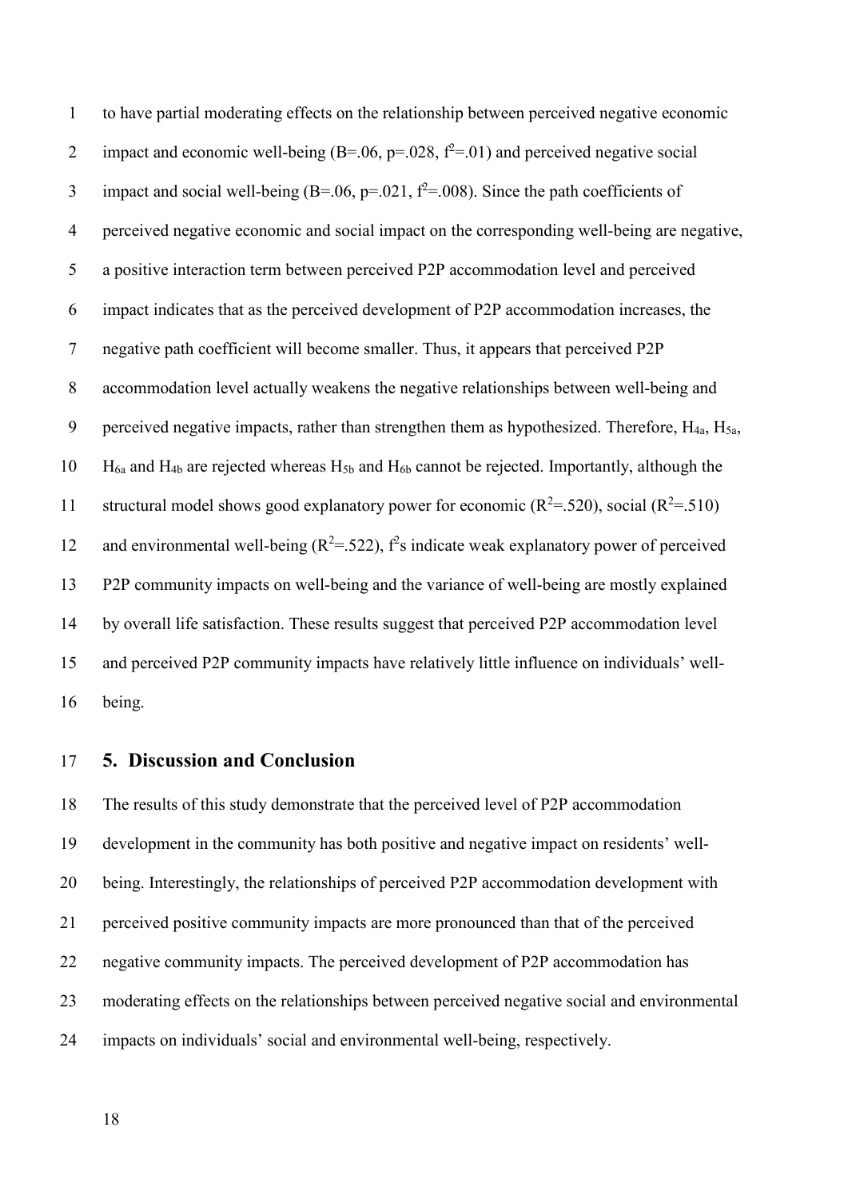to have partial moderating effects on the relationship between perceived negative economic impact and economic well-being (B=.06, p=.028, $f^2$=.01) and perceived negative social impact and social well-being (B=.06, p=.021, $f^2$=.008). Since the path coefficients of perceived negative economic and social impact on the corresponding well-being are negative, a positive interaction term between perceived P2P accommodation level and perceived impact indicates that as the perceived development of P2P accommodation increases, the negative path coefficient will become smaller. Thus, it appears that perceived P2P accommodation level actually weakens the negative relationships between well-being and perceived negative impacts, rather than strengthen them as hypothesized. Therefore, $H_{4a}$, $H_{5a}$, $H_{6a}$ and $H_{4b}$ are rejected whereas $H_{5b}$ and $H_{6b}$ cannot be rejected. Importantly, although the structural model shows good explanatory power for economic ($R^2$=.520), social ($R^2$=.510) and environmental well-being ($R^2$=.522), $f^2$s indicate weak explanatory power of perceived P2P community impacts on well-being and the variance of well-being are mostly explained by overall life satisfaction. These results suggest that perceived P2P accommodation level and perceived P2P community impacts have relatively little influence on individuals' well-being.

## 5. Discussion and Conclusion

The results of this study demonstrate that the perceived level of P2P accommodation development in the community has both positive and negative impact on residents' well-being. Interestingly, the relationships of perceived P2P accommodation development with perceived positive community impacts are more pronounced than that of the perceived negative community impacts. The perceived development of P2P accommodation has moderating effects on the relationships between perceived negative social and environmental impacts on individuals' social and environmental well-being, respectively.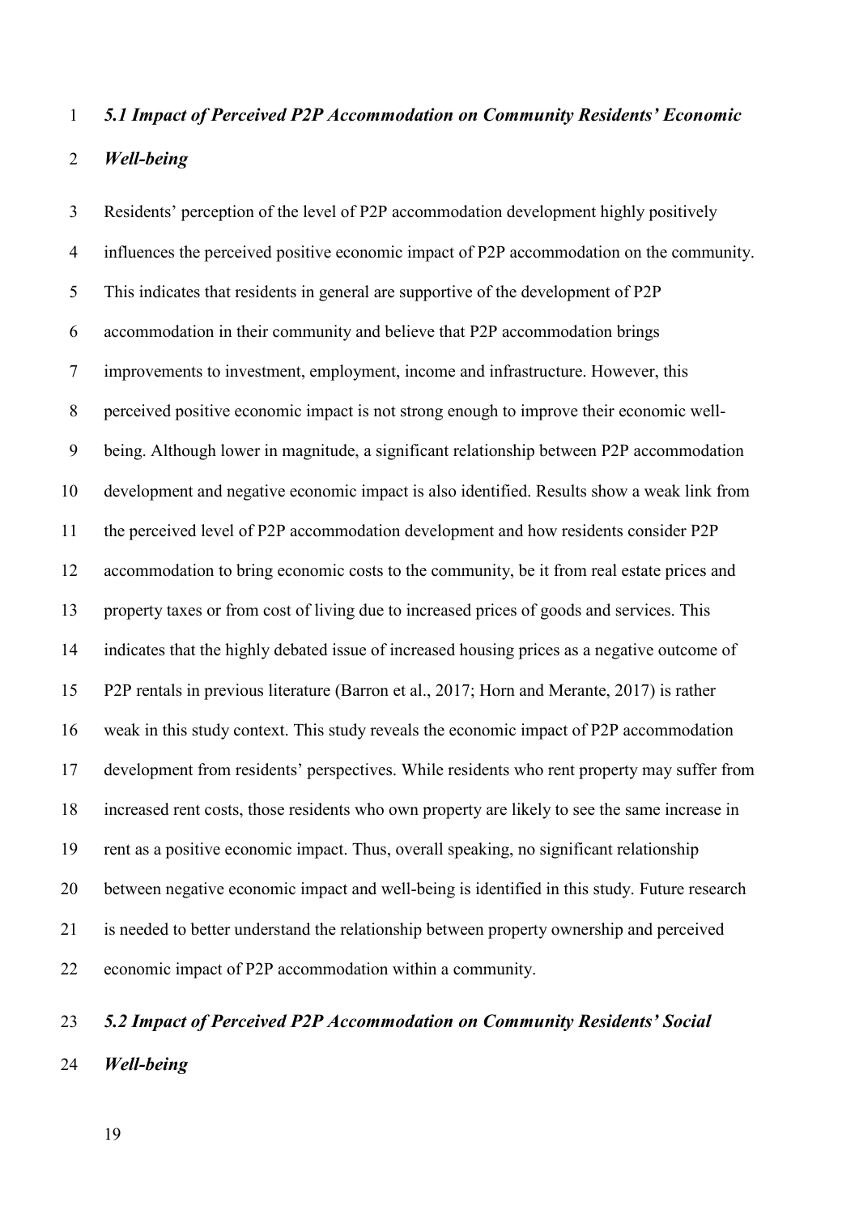### *5.1 Impact of Perceived P2P Accommodation on Community Residents' Economic Well-being*

Residents' perception of the level of P2P accommodation development highly positively influences the perceived positive economic impact of P2P accommodation on the community. This indicates that residents in general are supportive of the development of P2P accommodation in their community and believe that P2P accommodation brings improvements to investment, employment, income and infrastructure. However, this perceived positive economic impact is not strong enough to improve their economic well-being. Although lower in magnitude, a significant relationship between P2P accommodation development and negative economic impact is also identified. Results show a weak link from the perceived level of P2P accommodation development and how residents consider P2P accommodation to bring economic costs to the community, be it from real estate prices and property taxes or from cost of living due to increased prices of goods and services. This indicates that the highly debated issue of increased housing prices as a negative outcome of P2P rentals in previous literature (Barron et al., 2017; Horn and Merante, 2017) is rather weak in this study context. This study reveals the economic impact of P2P accommodation development from residents' perspectives. While residents who rent property may suffer from increased rent costs, those residents who own property are likely to see the same increase in rent as a positive economic impact. Thus, overall speaking, no significant relationship between negative economic impact and well-being is identified in this study. Future research is needed to better understand the relationship between property ownership and perceived economic impact of P2P accommodation within a community.

### *5.2 Impact of Perceived P2P Accommodation on Community Residents' Social Well-being*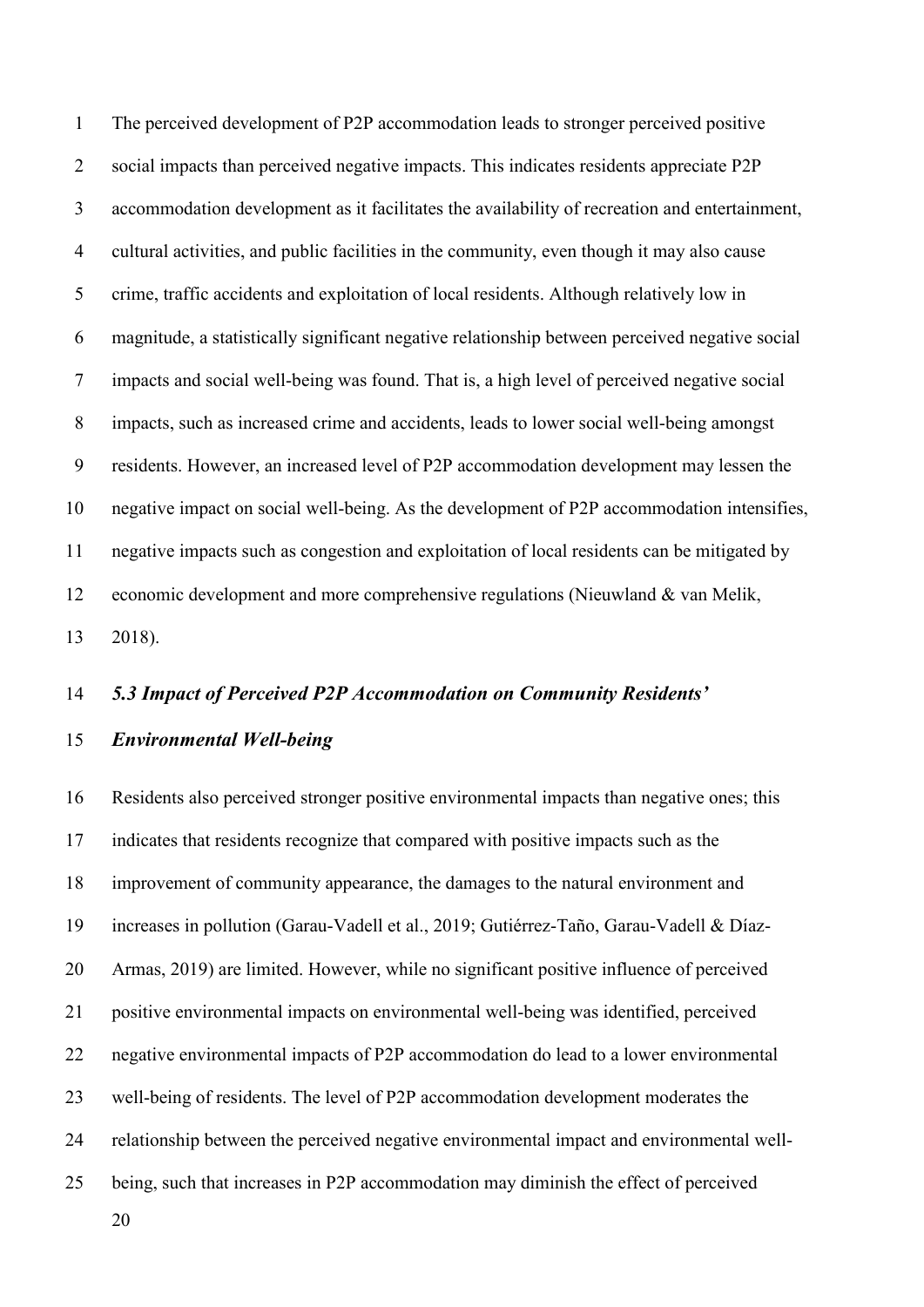The perceived development of P2P accommodation leads to stronger perceived positive social impacts than perceived negative impacts. This indicates residents appreciate P2P accommodation development as it facilitates the availability of recreation and entertainment, cultural activities, and public facilities in the community, even though it may also cause crime, traffic accidents and exploitation of local residents. Although relatively low in magnitude, a statistically significant negative relationship between perceived negative social impacts and social well-being was found. That is, a high level of perceived negative social impacts, such as increased crime and accidents, leads to lower social well-being amongst residents. However, an increased level of P2P accommodation development may lessen the negative impact on social well-being. As the development of P2P accommodation intensifies, negative impacts such as congestion and exploitation of local residents can be mitigated by economic development and more comprehensive regulations (Nieuwland & van Melik, 2018).

### *5.3 Impact of Perceived P2P Accommodation on Community Residents' Environmental Well-being*

Residents also perceived stronger positive environmental impacts than negative ones; this indicates that residents recognize that compared with positive impacts such as the improvement of community appearance, the damages to the natural environment and increases in pollution (Garau-Vadell et al., 2019; Gutiérrez-Taño, Garau-Vadell & Díaz-Armas, 2019) are limited. However, while no significant positive influence of perceived positive environmental impacts on environmental well-being was identified, perceived negative environmental impacts of P2P accommodation do lead to a lower environmental well-being of residents. The level of P2P accommodation development moderates the relationship between the perceived negative environmental impact and environmental well-being, such that increases in P2P accommodation may diminish the effect of perceived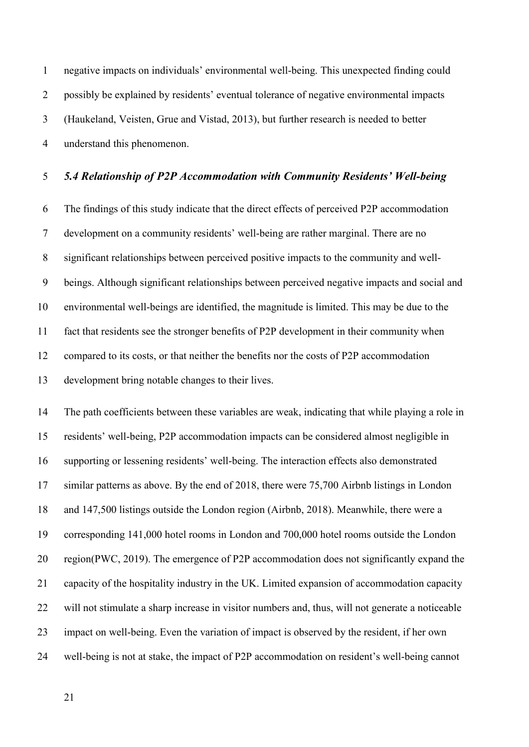negative impacts on individuals' environmental well-being. This unexpected finding could possibly be explained by residents' eventual tolerance of negative environmental impacts (Haukeland, Veisten, Grue and Vistad, 2013), but further research is needed to better understand this phenomenon.

### *5.4 Relationship of P2P Accommodation with Community Residents' Well-being*

The findings of this study indicate that the direct effects of perceived P2P accommodation development on a community residents' well-being are rather marginal. There are no significant relationships between perceived positive impacts to the community and well-beings. Although significant relationships between perceived negative impacts and social and environmental well-beings are identified, the magnitude is limited. This may be due to the fact that residents see the stronger benefits of P2P development in their community when compared to its costs, or that neither the benefits nor the costs of P2P accommodation development bring notable changes to their lives.

The path coefficients between these variables are weak, indicating that while playing a role in residents' well-being, P2P accommodation impacts can be considered almost negligible in supporting or lessening residents' well-being. The interaction effects also demonstrated similar patterns as above. By the end of 2018, there were 75,700 Airbnb listings in London and 147,500 listings outside the London region (Airbnb, 2018). Meanwhile, there were a corresponding 141,000 hotel rooms in London and 700,000 hotel rooms outside the London region(PWC, 2019). The emergence of P2P accommodation does not significantly expand the capacity of the hospitality industry in the UK. Limited expansion of accommodation capacity will not stimulate a sharp increase in visitor numbers and, thus, will not generate a noticeable impact on well-being. Even the variation of impact is observed by the resident, if her own well-being is not at stake, the impact of P2P accommodation on resident's well-being cannot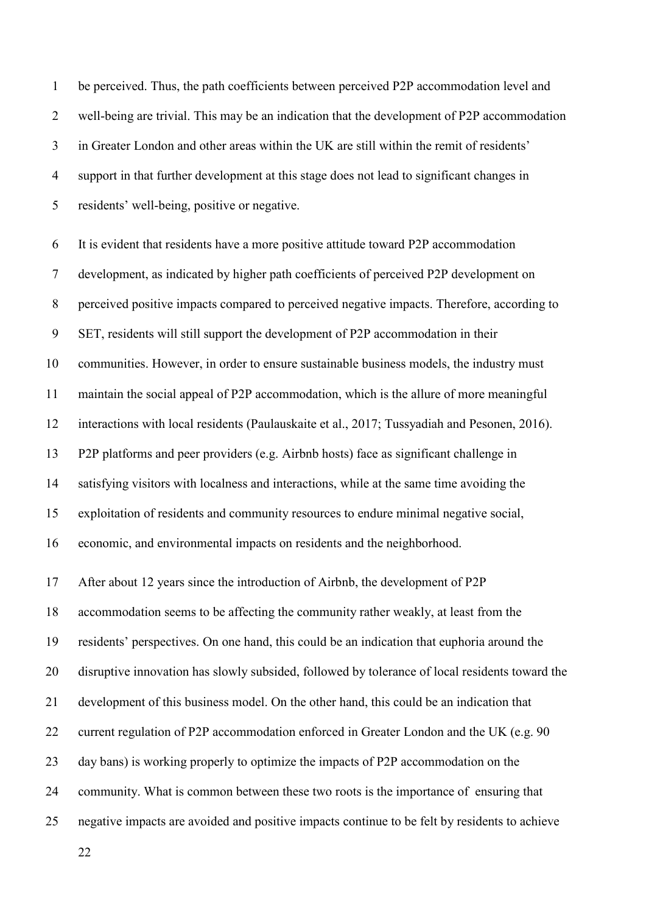be perceived. Thus, the path coefficients between perceived P2P accommodation level and well-being are trivial. This may be an indication that the development of P2P accommodation in Greater London and other areas within the UK are still within the remit of residents' support in that further development at this stage does not lead to significant changes in residents' well-being, positive or negative.

It is evident that residents have a more positive attitude toward P2P accommodation development, as indicated by higher path coefficients of perceived P2P development on perceived positive impacts compared to perceived negative impacts. Therefore, according to SET, residents will still support the development of P2P accommodation in their communities. However, in order to ensure sustainable business models, the industry must maintain the social appeal of P2P accommodation, which is the allure of more meaningful interactions with local residents (Paulauskaite et al., 2017; Tussyadiah and Pesonen, 2016). P2P platforms and peer providers (e.g. Airbnb hosts) face as significant challenge in satisfying visitors with localness and interactions, while at the same time avoiding the exploitation of residents and community resources to endure minimal negative social, economic, and environmental impacts on residents and the neighborhood.

After about 12 years since the introduction of Airbnb, the development of P2P accommodation seems to be affecting the community rather weakly, at least from the residents' perspectives. On one hand, this could be an indication that euphoria around the disruptive innovation has slowly subsided, followed by tolerance of local residents toward the development of this business model. On the other hand, this could be an indication that current regulation of P2P accommodation enforced in Greater London and the UK (e.g. 90 day bans) is working properly to optimize the impacts of P2P accommodation on the community. What is common between these two roots is the importance of ensuring that negative impacts are avoided and positive impacts continue to be felt by residents to achieve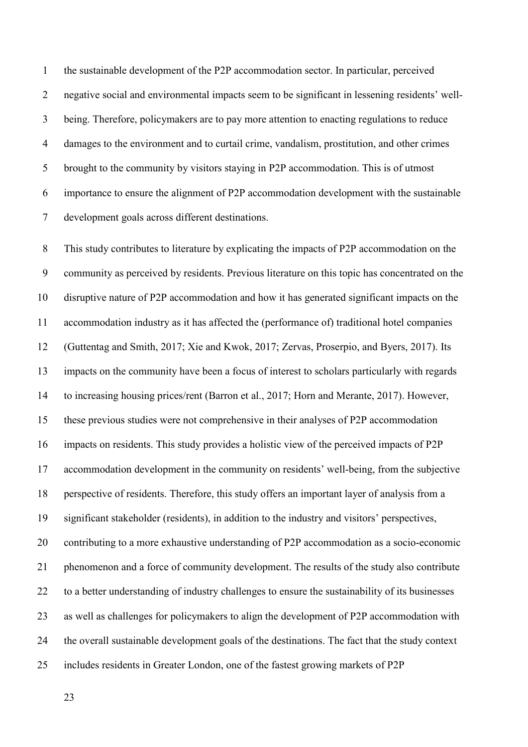the sustainable development of the P2P accommodation sector. In particular, perceived negative social and environmental impacts seem to be significant in lessening residents' well-being. Therefore, policymakers are to pay more attention to enacting regulations to reduce damages to the environment and to curtail crime, vandalism, prostitution, and other crimes brought to the community by visitors staying in P2P accommodation. This is of utmost importance to ensure the alignment of P2P accommodation development with the sustainable development goals across different destinations.

This study contributes to literature by explicating the impacts of P2P accommodation on the community as perceived by residents. Previous literature on this topic has concentrated on the disruptive nature of P2P accommodation and how it has generated significant impacts on the accommodation industry as it has affected the (performance of) traditional hotel companies (Guttentag and Smith, 2017; Xie and Kwok, 2017; Zervas, Proserpio, and Byers, 2017). Its impacts on the community have been a focus of interest to scholars particularly with regards to increasing housing prices/rent (Barron et al., 2017; Horn and Merante, 2017). However, these previous studies were not comprehensive in their analyses of P2P accommodation impacts on residents. This study provides a holistic view of the perceived impacts of P2P accommodation development in the community on residents' well-being, from the subjective perspective of residents. Therefore, this study offers an important layer of analysis from a significant stakeholder (residents), in addition to the industry and visitors' perspectives, contributing to a more exhaustive understanding of P2P accommodation as a socio-economic phenomenon and a force of community development. The results of the study also contribute to a better understanding of industry challenges to ensure the sustainability of its businesses as well as challenges for policymakers to align the development of P2P accommodation with the overall sustainable development goals of the destinations. The fact that the study context includes residents in Greater London, one of the fastest growing markets of P2P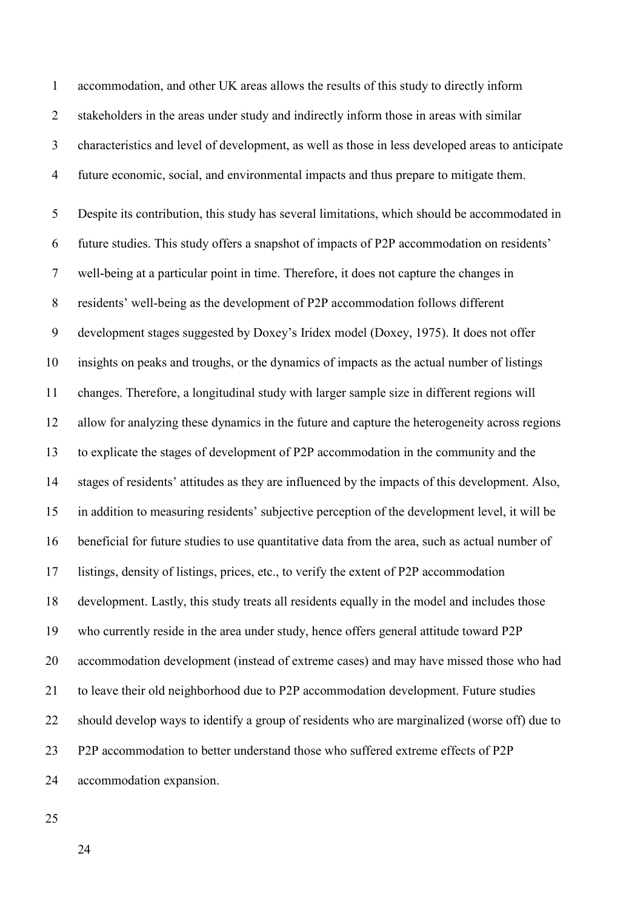accommodation, and other UK areas allows the results of this study to directly inform stakeholders in the areas under study and indirectly inform those in areas with similar characteristics and level of development, as well as those in less developed areas to anticipate future economic, social, and environmental impacts and thus prepare to mitigate them.

Despite its contribution, this study has several limitations, which should be accommodated in future studies. This study offers a snapshot of impacts of P2P accommodation on residents' well-being at a particular point in time. Therefore, it does not capture the changes in residents' well-being as the development of P2P accommodation follows different development stages suggested by Doxey's Iridex model (Doxey, 1975). It does not offer insights on peaks and troughs, or the dynamics of impacts as the actual number of listings changes. Therefore, a longitudinal study with larger sample size in different regions will allow for analyzing these dynamics in the future and capture the heterogeneity across regions to explicate the stages of development of P2P accommodation in the community and the stages of residents' attitudes as they are influenced by the impacts of this development. Also, in addition to measuring residents' subjective perception of the development level, it will be beneficial for future studies to use quantitative data from the area, such as actual number of listings, density of listings, prices, etc., to verify the extent of P2P accommodation development. Lastly, this study treats all residents equally in the model and includes those who currently reside in the area under study, hence offers general attitude toward P2P accommodation development (instead of extreme cases) and may have missed those who had to leave their old neighborhood due to P2P accommodation development. Future studies should develop ways to identify a group of residents who are marginalized (worse off) due to P2P accommodation to better understand those who suffered extreme effects of P2P accommodation expansion.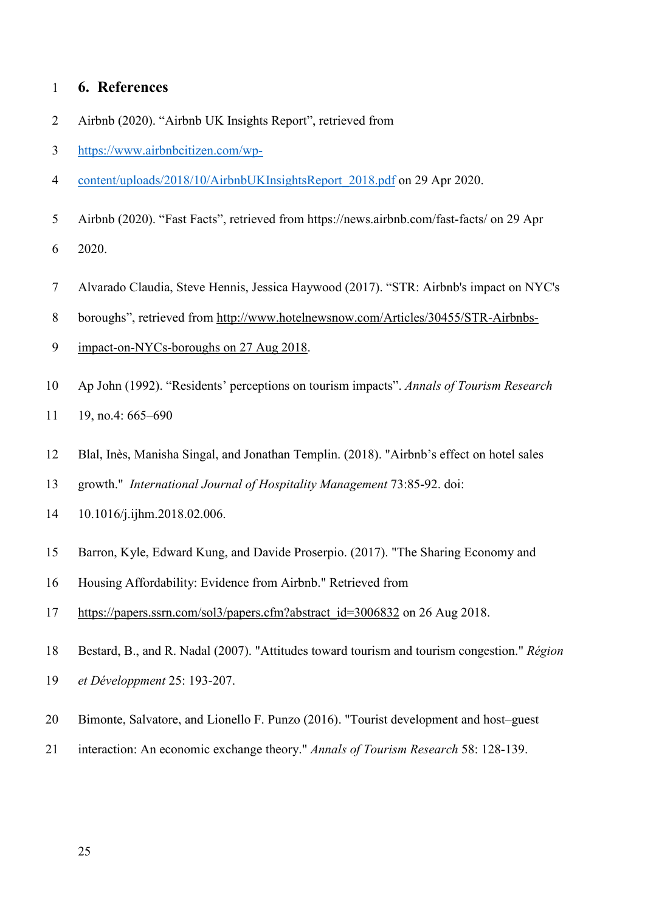## 6. References

Airbnb (2020). “Airbnb UK Insights Report”, retrieved from https://www.airbnbcitizen.com/wp-content/uploads/2018/10/AirbnbUKInsightsReport_2018.pdf on 29 Apr 2020.

Airbnb (2020). “Fast Facts”, retrieved from https://news.airbnb.com/fast-facts/ on 29 Apr 2020.

Alvarado Claudia, Steve Hennis, Jessica Haywood (2017). “STR: Airbnb's impact on NYC's boroughs”, retrieved from http://www.hotelnewsnow.com/Articles/30455/STR-Airbnbs-impact-on-NYCs-boroughs on 27 Aug 2018.

Ap John (1992). “Residents’ perceptions on tourism impacts”. *Annals of Tourism Research* 19, no.4: 665–690

Blal, Inès, Manisha Singal, and Jonathan Templin. (2018). "Airbnb’s effect on hotel sales growth." *International Journal of Hospitality Management* 73:85-92. doi: 10.1016/j.ijhm.2018.02.006.

Barron, Kyle, Edward Kung, and Davide Proserpio. (2017). "The Sharing Economy and Housing Affordability: Evidence from Airbnb." Retrieved from https://papers.ssrn.com/sol3/papers.cfm?abstract_id=3006832 on 26 Aug 2018.

Bestard, B., and R. Nadal (2007). "Attitudes toward tourism and tourism congestion." *Région et Développment* 25: 193-207.

Bimonte, Salvatore, and Lionello F. Punzo (2016). "Tourist development and host–guest interaction: An economic exchange theory." *Annals of Tourism Research* 58: 128-139.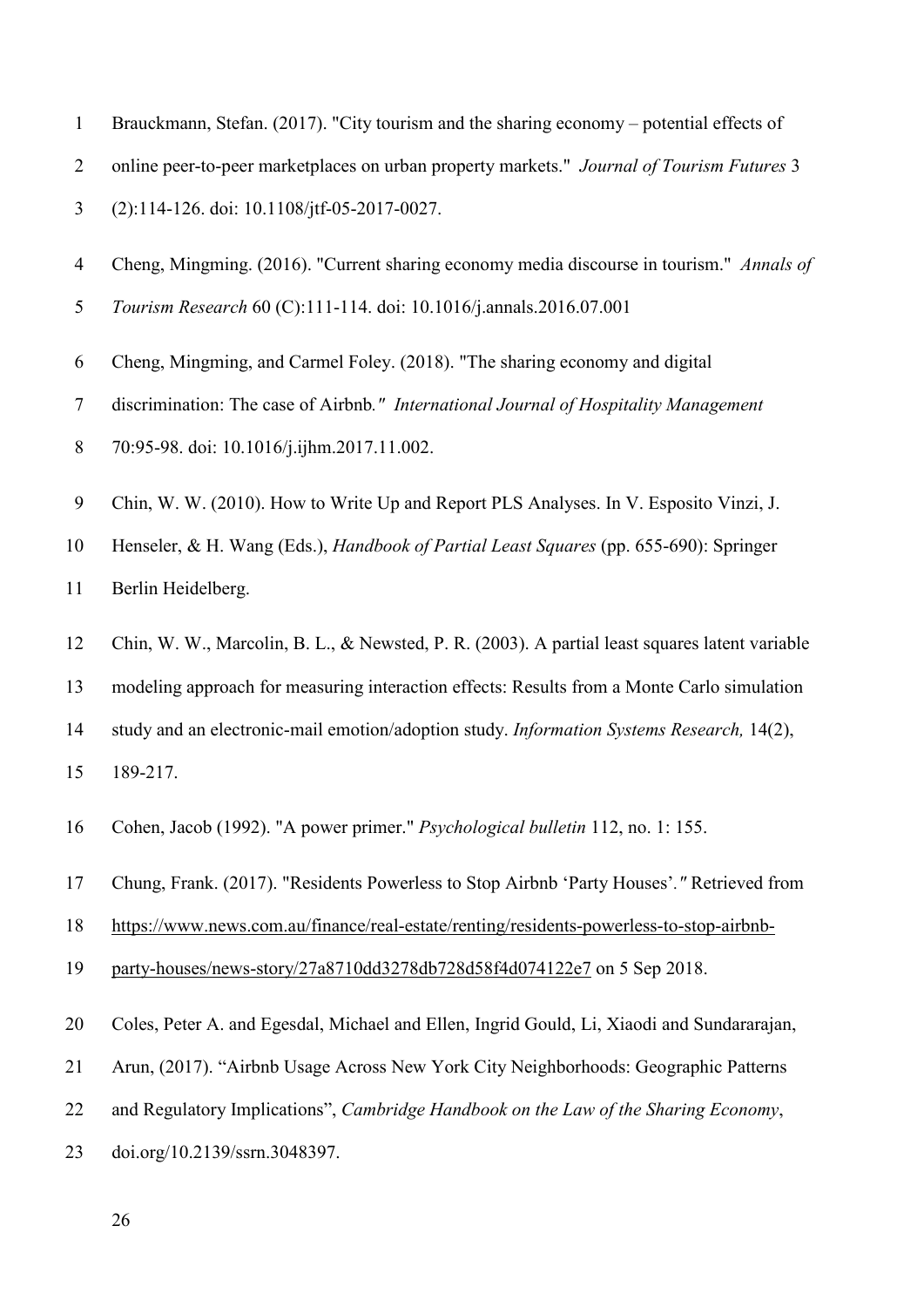Brauckmann, Stefan. (2017). "City tourism and the sharing economy – potential effects of online peer-to-peer marketplaces on urban property markets." *Journal of Tourism Futures* 3 (2):114-126. doi: 10.1108/jtf-05-2017-0027.

Cheng, Mingming. (2016). "Current sharing economy media discourse in tourism." *Annals of Tourism Research* 60 (C):111-114. doi: 10.1016/j.annals.2016.07.001

Cheng, Mingming, and Carmel Foley. (2018). "The sharing economy and digital discrimination: The case of Airbnb." *International Journal of Hospitality Management* 70:95-98. doi: 10.1016/j.ijhm.2017.11.002.

Chin, W. W. (2010). How to Write Up and Report PLS Analyses. In V. Esposito Vinzi, J. Henseler, & H. Wang (Eds.), *Handbook of Partial Least Squares* (pp. 655-690): Springer Berlin Heidelberg.

Chin, W. W., Marcolin, B. L., & Newsted, P. R. (2003). A partial least squares latent variable modeling approach for measuring interaction effects: Results from a Monte Carlo simulation study and an electronic-mail emotion/adoption study. *Information Systems Research,* 14(2), 189-217.

Cohen, Jacob (1992). "A power primer." *Psychological bulletin* 112, no. 1: 155.

Chung, Frank. (2017). "Residents Powerless to Stop Airbnb 'Party Houses'." Retrieved from https://www.news.com.au/finance/real-estate/renting/residents-powerless-to-stop-airbnb-party-houses/news-story/27a8710dd3278db728d58f4d074122e7 on 5 Sep 2018.

Coles, Peter A. and Egesdal, Michael and Ellen, Ingrid Gould, Li, Xiaodi and Sundararajan, Arun, (2017). "Airbnb Usage Across New York City Neighborhoods: Geographic Patterns and Regulatory Implications", *Cambridge Handbook on the Law of the Sharing Economy*, doi.org/10.2139/ssrn.3048397.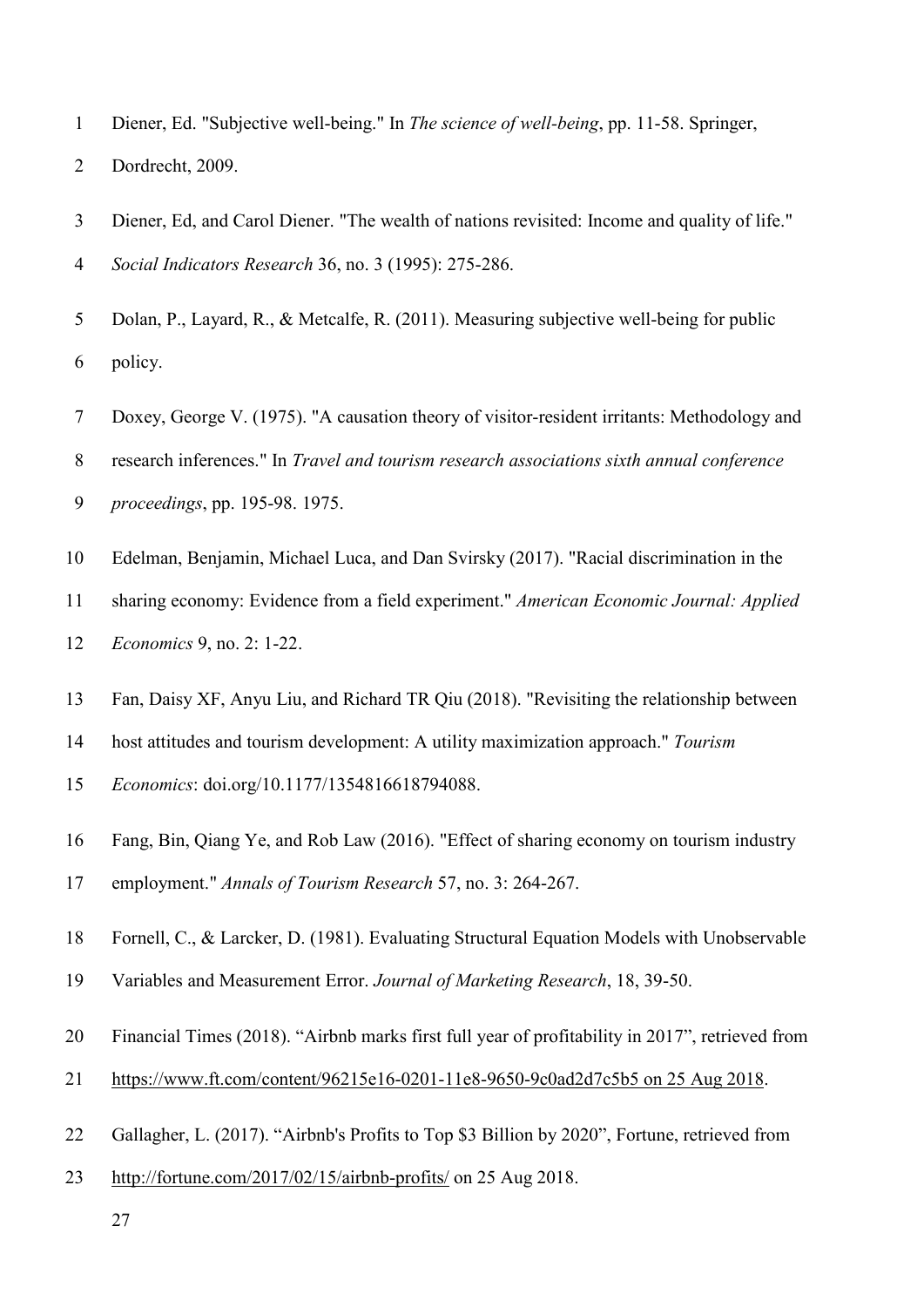Diener, Ed. "Subjective well-being." In *The science of well-being*, pp. 11-58. Springer, Dordrecht, 2009.

Diener, Ed, and Carol Diener. "The wealth of nations revisited: Income and quality of life." *Social Indicators Research* 36, no. 3 (1995): 275-286.

Dolan, P., Layard, R., & Metcalfe, R. (2011). Measuring subjective well-being for public policy.

Doxey, George V. (1975). "A causation theory of visitor-resident irritants: Methodology and research inferences." In *Travel and tourism research associations sixth annual conference proceedings*, pp. 195-98. 1975.

Edelman, Benjamin, Michael Luca, and Dan Svirsky (2017). "Racial discrimination in the sharing economy: Evidence from a field experiment." *American Economic Journal: Applied Economics* 9, no. 2: 1-22.

Fan, Daisy XF, Anyu Liu, and Richard TR Qiu (2018). "Revisiting the relationship between host attitudes and tourism development: A utility maximization approach." *Tourism Economics*: doi.org/10.1177/1354816618794088.

Fang, Bin, Qiang Ye, and Rob Law (2016). "Effect of sharing economy on tourism industry employment." *Annals of Tourism Research* 57, no. 3: 264-267.

Fornell, C., & Larcker, D. (1981). Evaluating Structural Equation Models with Unobservable Variables and Measurement Error. *Journal of Marketing Research*, 18, 39-50.

Financial Times (2018). "Airbnb marks first full year of profitability in 2017", retrieved from https://www.ft.com/content/96215e16-0201-11e8-9650-9c0ad2d7c5b5 on 25 Aug 2018.

Gallagher, L. (2017). "Airbnb's Profits to Top $3 Billion by 2020", Fortune, retrieved from http://fortune.com/2017/02/15/airbnb-profits/ on 25 Aug 2018.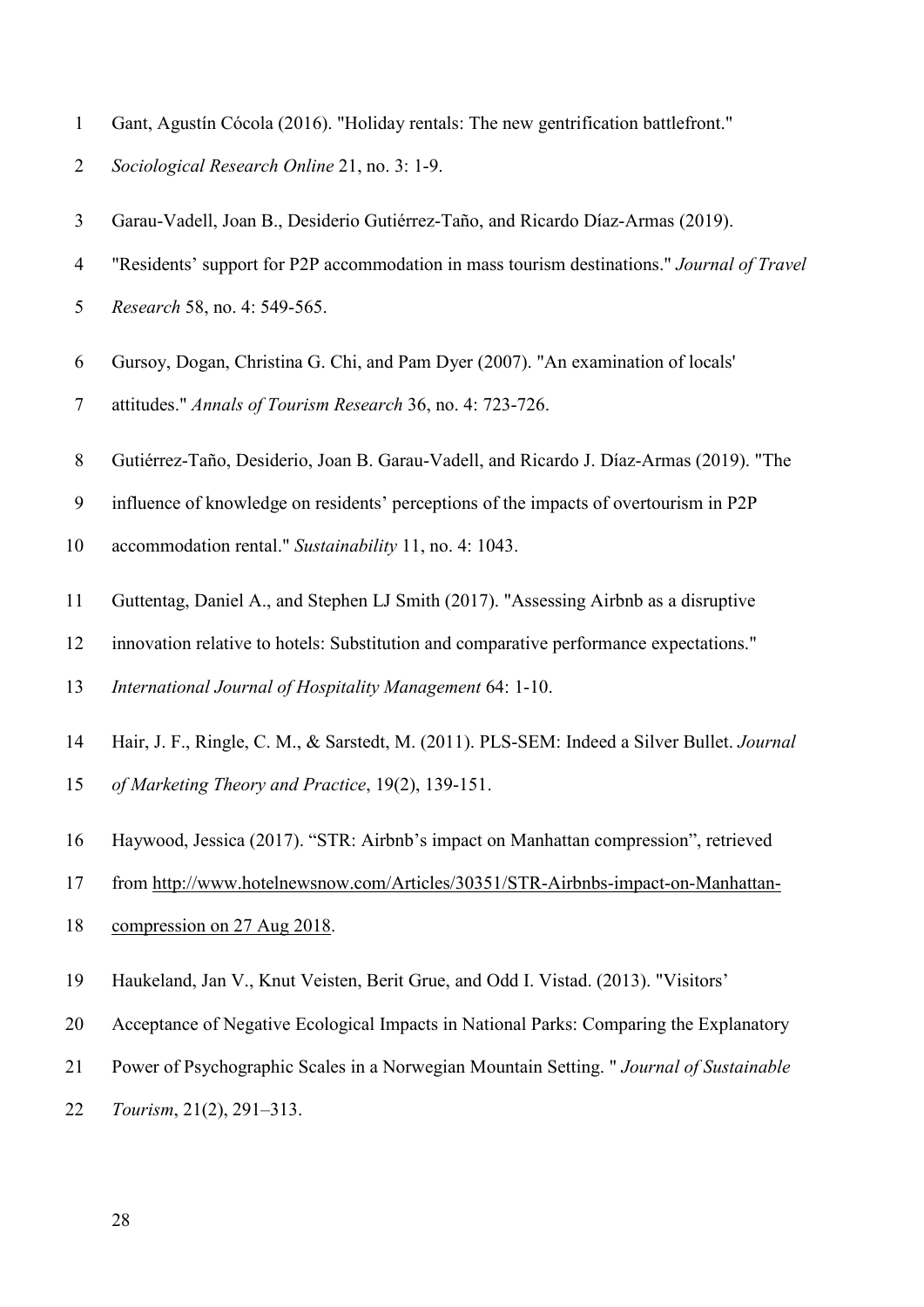Gant, Agustín Cócola (2016). "Holiday rentals: The new gentrification battlefront." *Sociological Research Online* 21, no. 3: 1-9.

Garau-Vadell, Joan B., Desiderio Gutiérrez-Taño, and Ricardo Díaz-Armas (2019). "Residents' support for P2P accommodation in mass tourism destinations." *Journal of Travel Research* 58, no. 4: 549-565.

Gursoy, Dogan, Christina G. Chi, and Pam Dyer (2007). "An examination of locals' attitudes." *Annals of Tourism Research* 36, no. 4: 723-726.

Gutiérrez-Taño, Desiderio, Joan B. Garau-Vadell, and Ricardo J. Díaz-Armas (2019). "The influence of knowledge on residents' perceptions of the impacts of overtourism in P2P accommodation rental." *Sustainability* 11, no. 4: 1043.

Guttentag, Daniel A., and Stephen LJ Smith (2017). "Assessing Airbnb as a disruptive innovation relative to hotels: Substitution and comparative performance expectations." *International Journal of Hospitality Management* 64: 1-10.

Hair, J. F., Ringle, C. M., & Sarstedt, M. (2011). PLS-SEM: Indeed a Silver Bullet. *Journal of Marketing Theory and Practice*, 19(2), 139-151.

Haywood, Jessica (2017). "STR: Airbnb's impact on Manhattan compression", retrieved from http://www.hotelnewsnow.com/Articles/30351/STR-Airbnbs-impact-on-Manhattan-compression on 27 Aug 2018.

Haukeland, Jan V., Knut Veisten, Berit Grue, and Odd I. Vistad. (2013). "Visitors' Acceptance of Negative Ecological Impacts in National Parks: Comparing the Explanatory Power of Psychographic Scales in a Norwegian Mountain Setting. " *Journal of Sustainable Tourism*, 21(2), 291–313.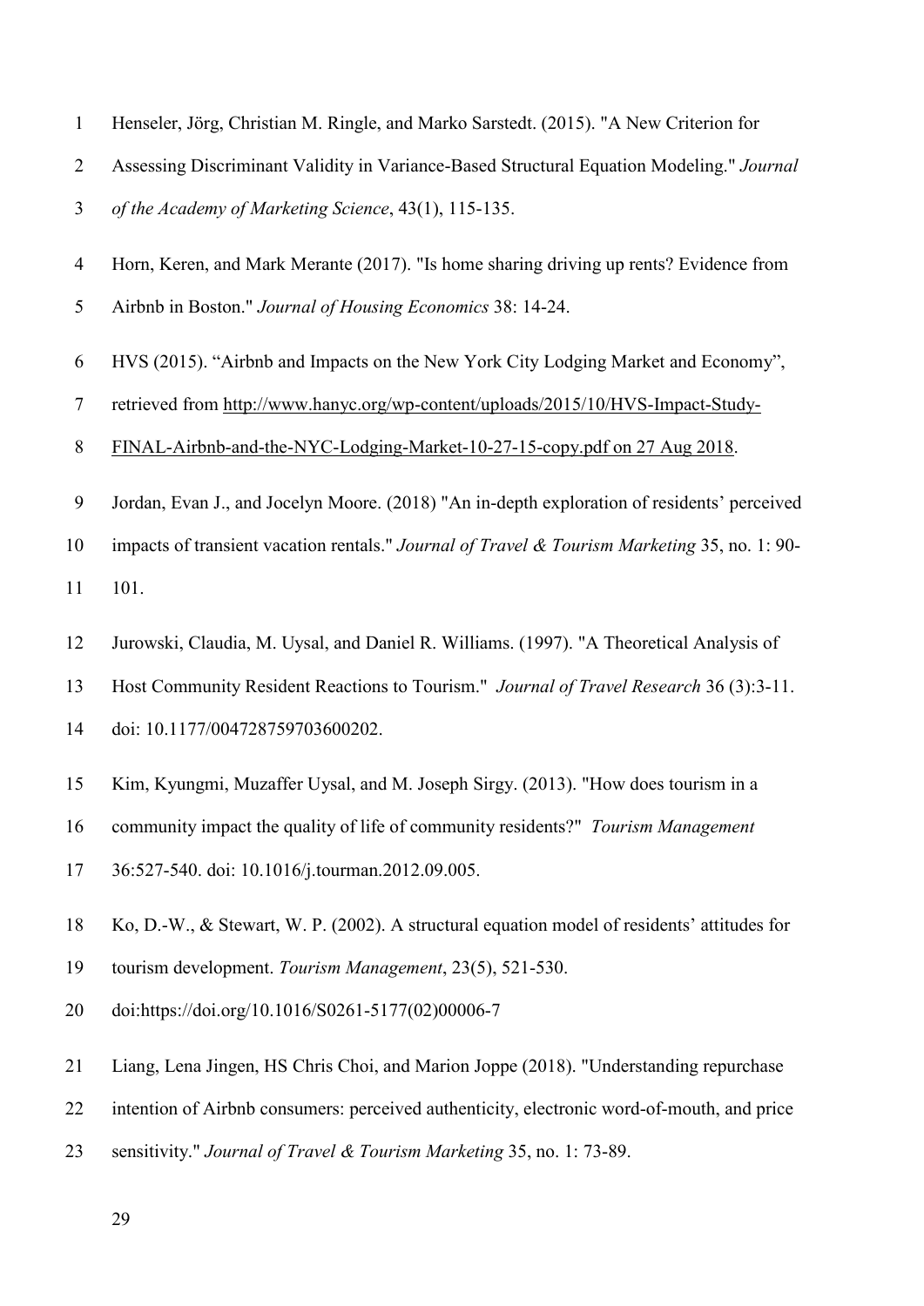Henseler, Jörg, Christian M. Ringle, and Marko Sarstedt. (2015). "A New Criterion for Assessing Discriminant Validity in Variance-Based Structural Equation Modeling." *Journal of the Academy of Marketing Science*, 43(1), 115-135.

Horn, Keren, and Mark Merante (2017). "Is home sharing driving up rents? Evidence from Airbnb in Boston." *Journal of Housing Economics* 38: 14-24.

HVS (2015). "Airbnb and Impacts on the New York City Lodging Market and Economy", retrieved from http://www.hanyc.org/wp-content/uploads/2015/10/HVS-Impact-Study-FINAL-Airbnb-and-the-NYC-Lodging-Market-10-27-15-copy.pdf on 27 Aug 2018.

Jordan, Evan J., and Jocelyn Moore. (2018) "An in-depth exploration of residents' perceived impacts of transient vacation rentals." *Journal of Travel & Tourism Marketing* 35, no. 1: 90-101.

Jurowski, Claudia, M. Uysal, and Daniel R. Williams. (1997). "A Theoretical Analysis of Host Community Resident Reactions to Tourism." *Journal of Travel Research* 36 (3):3-11. doi: 10.1177/004728759703600202.

Kim, Kyungmi, Muzaffer Uysal, and M. Joseph Sirgy. (2013). "How does tourism in a community impact the quality of life of community residents?" *Tourism Management* 36:527-540. doi: 10.1016/j.tourman.2012.09.005.

Ko, D.-W., & Stewart, W. P. (2002). A structural equation model of residents' attitudes for tourism development. *Tourism Management*, 23(5), 521-530. doi:https://doi.org/10.1016/S0261-5177(02)00006-7

Liang, Lena Jingen, HS Chris Choi, and Marion Joppe (2018). "Understanding repurchase intention of Airbnb consumers: perceived authenticity, electronic word-of-mouth, and price sensitivity." *Journal of Travel & Tourism Marketing* 35, no. 1: 73-89.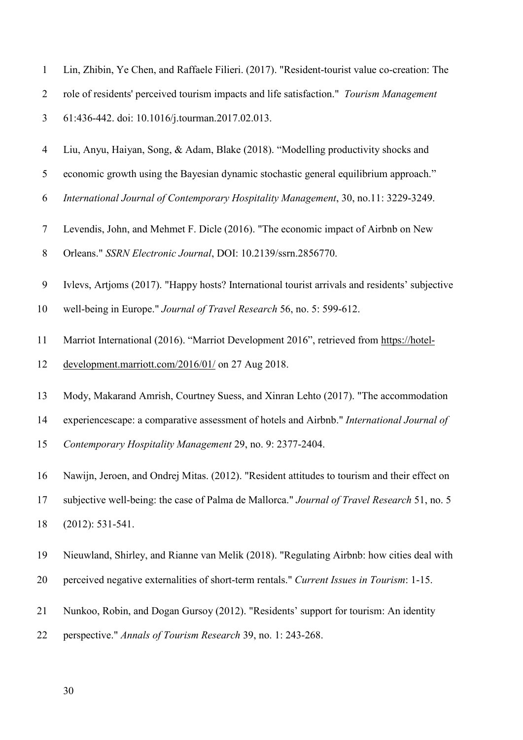Lin, Zhibin, Ye Chen, and Raffaele Filieri. (2017). "Resident-tourist value co-creation: The role of residents' perceived tourism impacts and life satisfaction." *Tourism Management* 61:436-442. doi: 10.1016/j.tourman.2017.02.013.

Liu, Anyu, Haiyan, Song, & Adam, Blake (2018). "Modelling productivity shocks and economic growth using the Bayesian dynamic stochastic general equilibrium approach." *International Journal of Contemporary Hospitality Management*, 30, no.11: 3229-3249.

Levendis, John, and Mehmet F. Dicle (2016). "The economic impact of Airbnb on New Orleans." *SSRN Electronic Journal*, DOI: 10.2139/ssrn.2856770.

Ivlevs, Artjoms (2017). "Happy hosts? International tourist arrivals and residents' subjective well-being in Europe." *Journal of Travel Research* 56, no. 5: 599-612.

Marriot International (2016). "Marriot Development 2016", retrieved from https://hotel-development.marriott.com/2016/01/ on 27 Aug 2018.

Mody, Makarand Amrish, Courtney Suess, and Xinran Lehto (2017). "The accommodation experiencescape: a comparative assessment of hotels and Airbnb." *International Journal of Contemporary Hospitality Management* 29, no. 9: 2377-2404.

Nawijn, Jeroen, and Ondrej Mitas. (2012). "Resident attitudes to tourism and their effect on subjective well-being: the case of Palma de Mallorca." *Journal of Travel Research* 51, no. 5 (2012): 531-541.

Nieuwland, Shirley, and Rianne van Melik (2018). "Regulating Airbnb: how cities deal with perceived negative externalities of short-term rentals." *Current Issues in Tourism*: 1-15.

Nunkoo, Robin, and Dogan Gursoy (2012). "Residents' support for tourism: An identity perspective." *Annals of Tourism Research* 39, no. 1: 243-268.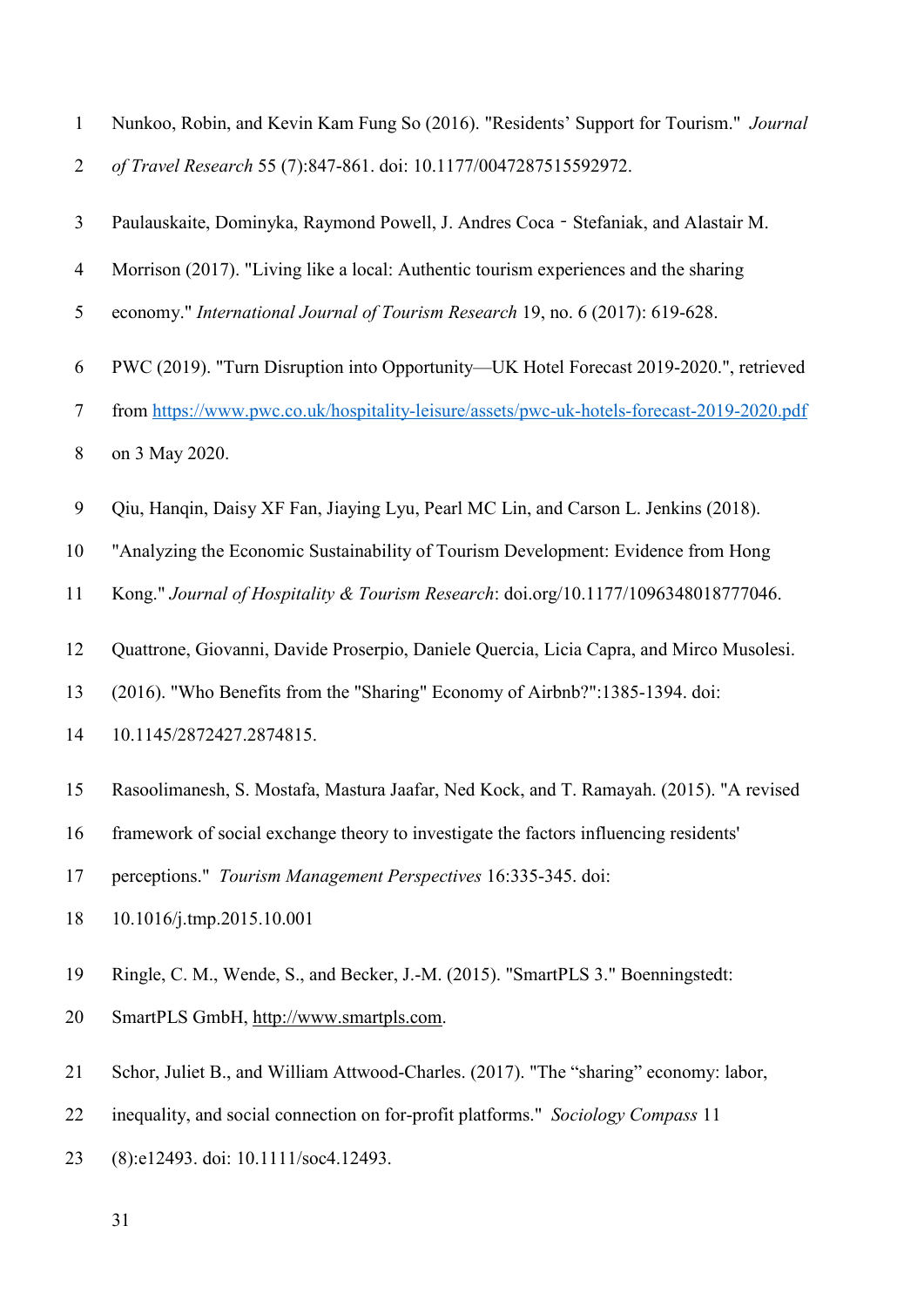Nunkoo, Robin, and Kevin Kam Fung So (2016). "Residents' Support for Tourism." *Journal of Travel Research* 55 (7):847-861. doi: 10.1177/0047287515592972.

Paulauskaite, Dominyka, Raymond Powell, J. Andres Coca‐Stefaniak, and Alastair M. Morrison (2017). "Living like a local: Authentic tourism experiences and the sharing economy." *International Journal of Tourism Research* 19, no. 6 (2017): 619-628.

PWC (2019). "Turn Disruption into Opportunity—UK Hotel Forecast 2019-2020.", retrieved from https://www.pwc.co.uk/hospitality-leisure/assets/pwc-uk-hotels-forecast-2019-2020.pdf on 3 May 2020.

Qiu, Hanqin, Daisy XF Fan, Jiaying Lyu, Pearl MC Lin, and Carson L. Jenkins (2018). "Analyzing the Economic Sustainability of Tourism Development: Evidence from Hong Kong." *Journal of Hospitality & Tourism Research*: doi.org/10.1177/1096348018777046.

Quattrone, Giovanni, Davide Proserpio, Daniele Quercia, Licia Capra, and Mirco Musolesi. (2016). "Who Benefits from the "Sharing" Economy of Airbnb?":1385-1394. doi: 10.1145/2872427.2874815.

Rasoolimanesh, S. Mostafa, Mastura Jaafar, Ned Kock, and T. Ramayah. (2015). "A revised framework of social exchange theory to investigate the factors influencing residents' perceptions." *Tourism Management Perspectives* 16:335-345. doi: 10.1016/j.tmp.2015.10.001

Ringle, C. M., Wende, S., and Becker, J.-M. (2015). "SmartPLS 3." Boenningstedt: SmartPLS GmbH, http://www.smartpls.com.

Schor, Juliet B., and William Attwood-Charles. (2017). "The "sharing" economy: labor, inequality, and social connection on for-profit platforms." *Sociology Compass* 11 (8):e12493. doi: 10.1111/soc4.12493.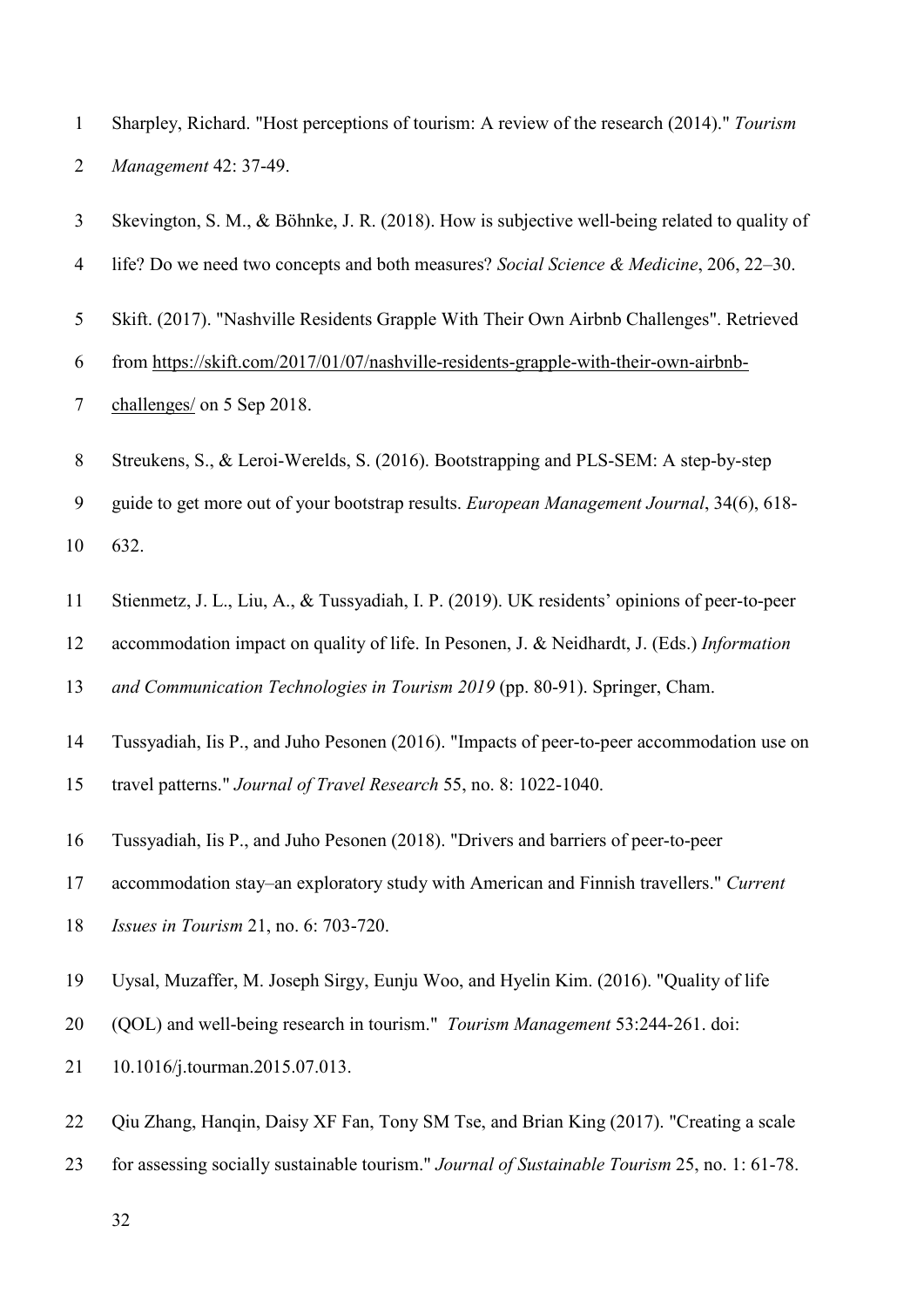Sharpley, Richard. "Host perceptions of tourism: A review of the research (2014)." *Tourism Management* 42: 37-49.

Skevington, S. M., & Böhnke, J. R. (2018). How is subjective well-being related to quality of life? Do we need two concepts and both measures? *Social Science & Medicine*, 206, 22–30.

Skift. (2017). "Nashville Residents Grapple With Their Own Airbnb Challenges". Retrieved from https://skift.com/2017/01/07/nashville-residents-grapple-with-their-own-airbnb-challenges/ on 5 Sep 2018.

Streukens, S., & Leroi-Werelds, S. (2016). Bootstrapping and PLS-SEM: A step-by-step guide to get more out of your bootstrap results. *European Management Journal*, 34(6), 618-632.

Stienmetz, J. L., Liu, A., & Tussyadiah, I. P. (2019). UK residents' opinions of peer-to-peer accommodation impact on quality of life. In Pesonen, J. & Neidhardt, J. (Eds.) *Information and Communication Technologies in Tourism 2019* (pp. 80-91). Springer, Cham.

Tussyadiah, Iis P., and Juho Pesonen (2016). "Impacts of peer-to-peer accommodation use on travel patterns." *Journal of Travel Research* 55, no. 8: 1022-1040.

Tussyadiah, Iis P., and Juho Pesonen (2018). "Drivers and barriers of peer-to-peer accommodation stay–an exploratory study with American and Finnish travellers." *Current Issues in Tourism* 21, no. 6: 703-720.

Uysal, Muzaffer, M. Joseph Sirgy, Eunju Woo, and Hyelin Kim. (2016). "Quality of life (QOL) and well-being research in tourism." *Tourism Management* 53:244-261. doi: 10.1016/j.tourman.2015.07.013.

Qiu Zhang, Hanqin, Daisy XF Fan, Tony SM Tse, and Brian King (2017). "Creating a scale for assessing socially sustainable tourism." *Journal of Sustainable Tourism* 25, no. 1: 61-78.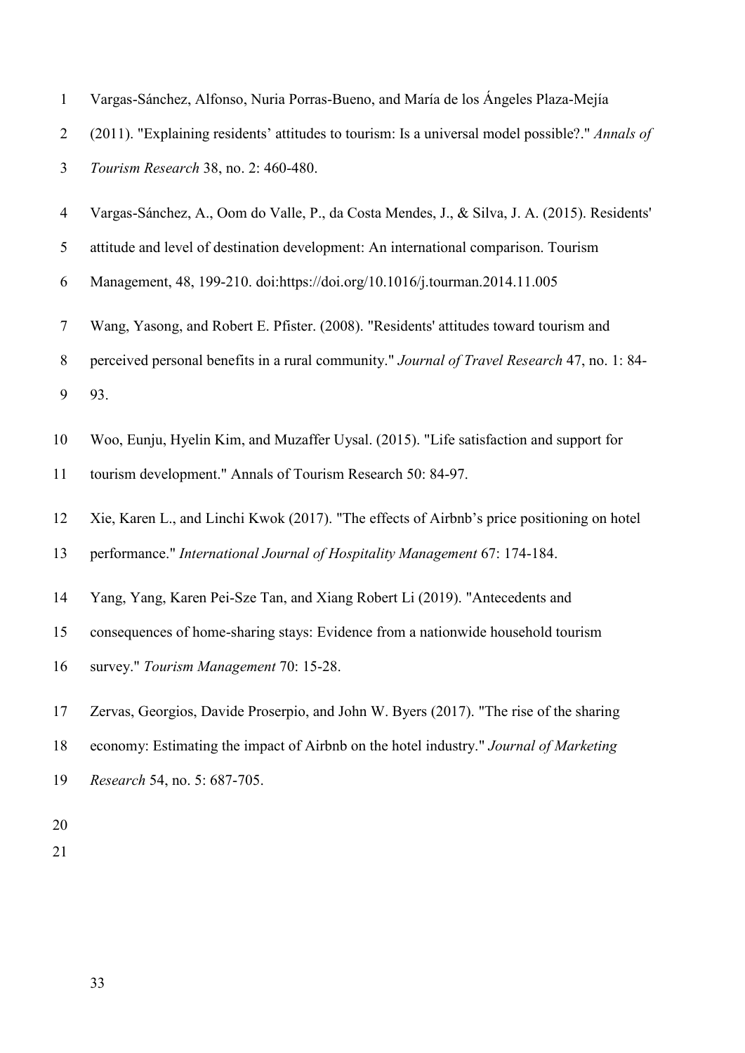Vargas-Sánchez, Alfonso, Nuria Porras-Bueno, and María de los Ángeles Plaza-Mejía (2011). "Explaining residents' attitudes to tourism: Is a universal model possible?." *Annals of Tourism Research* 38, no. 2: 460-480.

Vargas-Sánchez, A., Oom do Valle, P., da Costa Mendes, J., & Silva, J. A. (2015). Residents' attitude and level of destination development: An international comparison. Tourism Management, 48, 199-210. doi:https://doi.org/10.1016/j.tourman.2014.11.005

Wang, Yasong, and Robert E. Pfister. (2008). "Residents' attitudes toward tourism and perceived personal benefits in a rural community." *Journal of Travel Research* 47, no. 1: 84-93.

Woo, Eunju, Hyelin Kim, and Muzaffer Uysal. (2015). "Life satisfaction and support for tourism development." Annals of Tourism Research 50: 84-97.

Xie, Karen L., and Linchi Kwok (2017). "The effects of Airbnb's price positioning on hotel performance." *International Journal of Hospitality Management* 67: 174-184.

Yang, Yang, Karen Pei-Sze Tan, and Xiang Robert Li (2019). "Antecedents and consequences of home-sharing stays: Evidence from a nationwide household tourism survey." *Tourism Management* 70: 15-28.

Zervas, Georgios, Davide Proserpio, and John W. Byers (2017). "The rise of the sharing economy: Estimating the impact of Airbnb on the hotel industry." *Journal of Marketing Research* 54, no. 5: 687-705.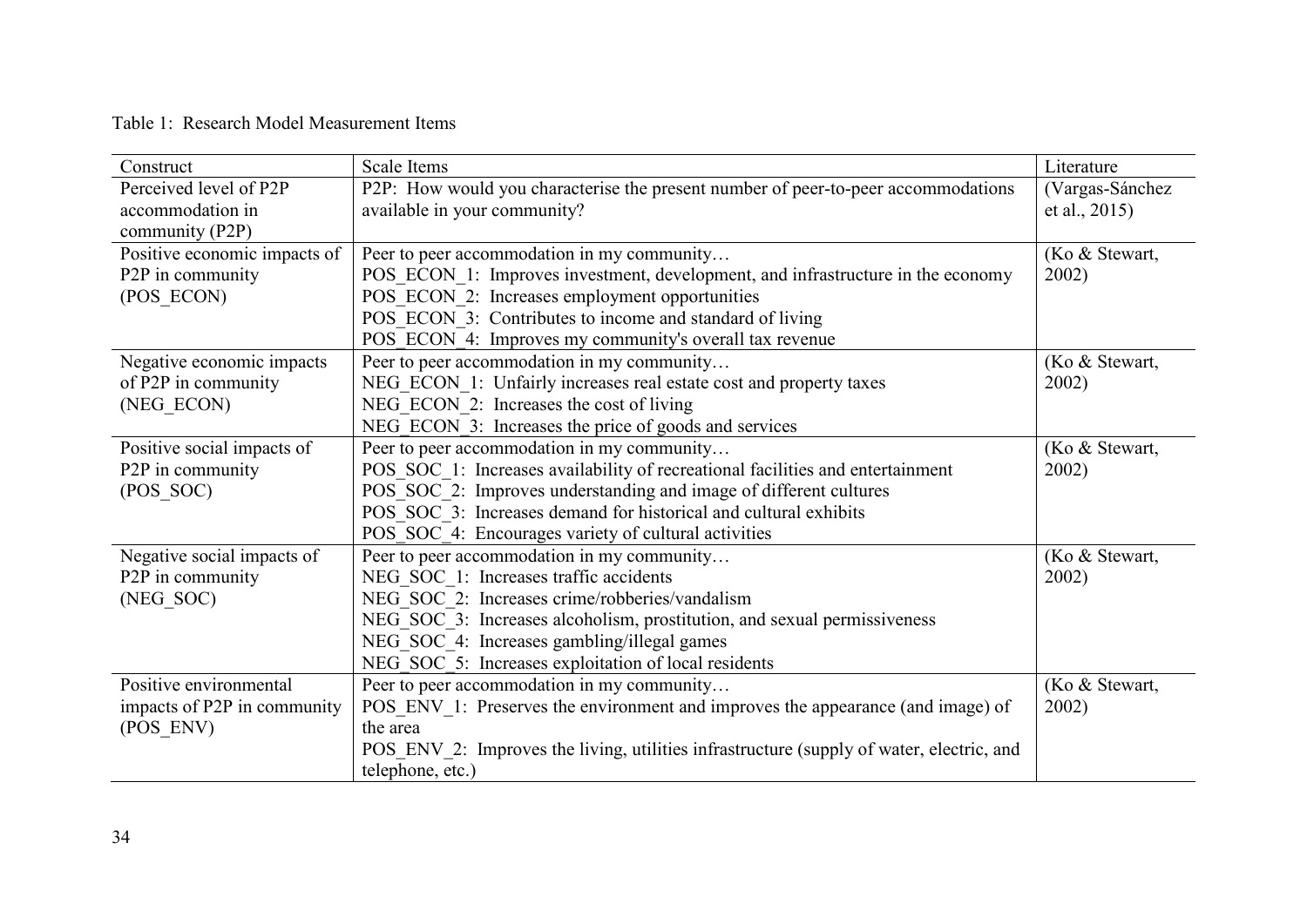Table 1: Research Model Measurement Items

| Construct | Scale Items | Literature |
|---|---|---|
| Perceived level of P2P accommodation in community (P2P) | P2P: How would you characterise the present number of peer-to-peer accommodations available in your community? | (Vargas-Sánchez et al., 2015) |
| Positive economic impacts of P2P in community (POS_ECON) | Peer to peer accommodation in my community…<br>POS_ECON_1: Improves investment, development, and infrastructure in the economy<br>POS_ECON_2: Increases employment opportunities<br>POS_ECON_3: Contributes to income and standard of living<br>POS_ECON_4: Improves my community's overall tax revenue | (Ko & Stewart, 2002) |
| Negative economic impacts of P2P in community (NEG_ECON) | Peer to peer accommodation in my community…<br>NEG_ECON_1: Unfairly increases real estate cost and property taxes<br>NEG_ECON_2: Increases the cost of living<br>NEG_ECON_3: Increases the price of goods and services | (Ko & Stewart, 2002) |
| Positive social impacts of P2P in community (POS_SOC) | Peer to peer accommodation in my community…<br>POS_SOC_1: Increases availability of recreational facilities and entertainment<br>POS_SOC_2: Improves understanding and image of different cultures<br>POS_SOC_3: Increases demand for historical and cultural exhibits<br>POS_SOC_4: Encourages variety of cultural activities | (Ko & Stewart, 2002) |
| Negative social impacts of P2P in community (NEG_SOC) | Peer to peer accommodation in my community…<br>NEG_SOC_1: Increases traffic accidents<br>NEG_SOC_2: Increases crime/robberies/vandalism<br>NEG_SOC_3: Increases alcoholism, prostitution, and sexual permissiveness<br>NEG_SOC_4: Increases gambling/illegal games<br>NEG_SOC_5: Increases exploitation of local residents | (Ko & Stewart, 2002) |
| Positive environmental impacts of P2P in community (POS_ENV) | Peer to peer accommodation in my community…<br>POS_ENV_1: Preserves the environment and improves the appearance (and image) of the area<br>POS_ENV_2: Improves the living, utilities infrastructure (supply of water, electric, and telephone, etc.) | (Ko & Stewart, 2002) |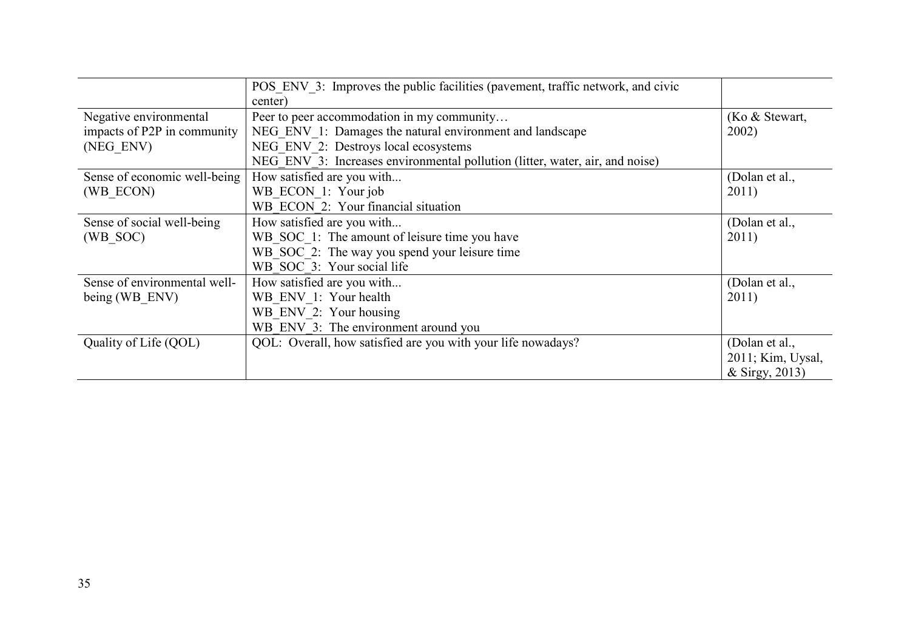| | | |
|---|---|---|
| | POS_ENV_3: Improves the public facilities (pavement, traffic network, and civic center) | |
| Negative environmental impacts of P2P in community (NEG_ENV) | Peer to peer accommodation in my community…<br>NEG_ENV_1: Damages the natural environment and landscape<br>NEG_ENV_2: Destroys local ecosystems<br>NEG_ENV_3: Increases environmental pollution (litter, water, air, and noise) | (Ko & Stewart, 2002) |
| Sense of economic well-being (WB_ECON) | How satisfied are you with...<br>WB_ECON_1: Your job<br>WB_ECON_2: Your financial situation | (Dolan et al., 2011) |
| Sense of social well-being (WB_SOC) | How satisfied are you with...<br>WB_SOC_1: The amount of leisure time you have<br>WB_SOC_2: The way you spend your leisure time<br>WB_SOC_3: Your social life | (Dolan et al., 2011) |
| Sense of environmental well-being (WB_ENV) | How satisfied are you with...<br>WB_ENV_1: Your health<br>WB_ENV_2: Your housing<br>WB_ENV_3: The environment around you | (Dolan et al., 2011) |
| Quality of Life (QOL) | QOL: Overall, how satisfied are you with your life nowadays? | (Dolan et al., 2011; Kim, Uysal, & Sirgy, 2013) |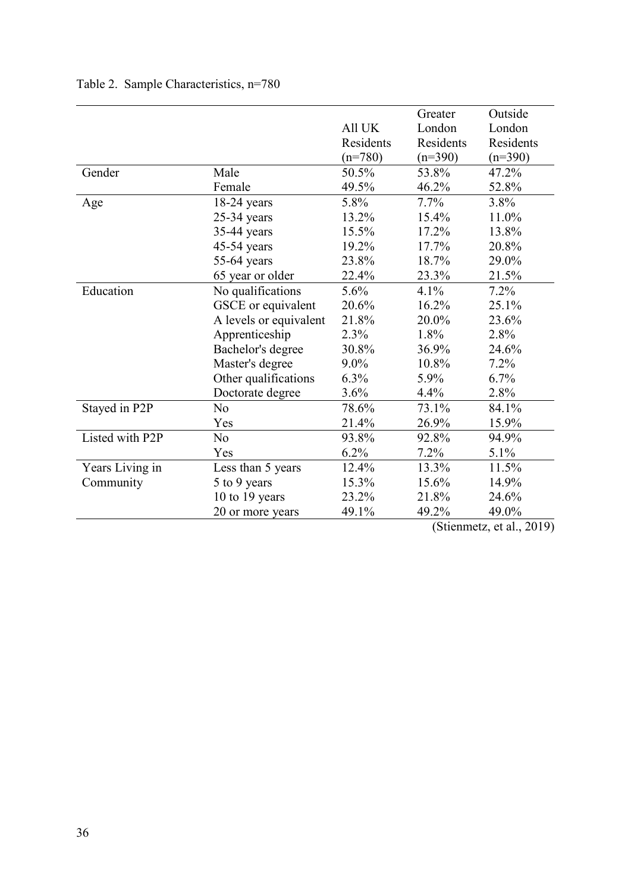Table 2. Sample Characteristics, n=780

| | | All UK Residents (n=780) | Greater London Residents (n=390) | Outside London Residents (n=390) |
|---|---|---|---|---|
| Gender | Male | 50.5% | 53.8% | 47.2% |
| | Female | 49.5% | 46.2% | 52.8% |
| Age | 18-24 years | 5.8% | 7.7% | 3.8% |
| | 25-34 years | 13.2% | 15.4% | 11.0% |
| | 35-44 years | 15.5% | 17.2% | 13.8% |
| | 45-54 years | 19.2% | 17.7% | 20.8% |
| | 55-64 years | 23.8% | 18.7% | 29.0% |
| | 65 year or older | 22.4% | 23.3% | 21.5% |
| Education | No qualifications | 5.6% | 4.1% | 7.2% |
| | GSCE or equivalent | 20.6% | 16.2% | 25.1% |
| | A levels or equivalent | 21.8% | 20.0% | 23.6% |
| | Apprenticeship | 2.3% | 1.8% | 2.8% |
| | Bachelor's degree | 30.8% | 36.9% | 24.6% |
| | Master's degree | 9.0% | 10.8% | 7.2% |
| | Other qualifications | 6.3% | 5.9% | 6.7% |
| | Doctorate degree | 3.6% | 4.4% | 2.8% |
| Stayed in P2P | No | 78.6% | 73.1% | 84.1% |
| | Yes | 21.4% | 26.9% | 15.9% |
| Listed with P2P | No | 93.8% | 92.8% | 94.9% |
| | Yes | 6.2% | 7.2% | 5.1% |
| Years Living in Community | Less than 5 years | 12.4% | 13.3% | 11.5% |
| | 5 to 9 years | 15.3% | 15.6% | 14.9% |
| | 10 to 19 years | 23.2% | 21.8% | 24.6% |
| | 20 or more years | 49.1% | 49.2% | 49.0% |

(Stienmetz, et al., 2019)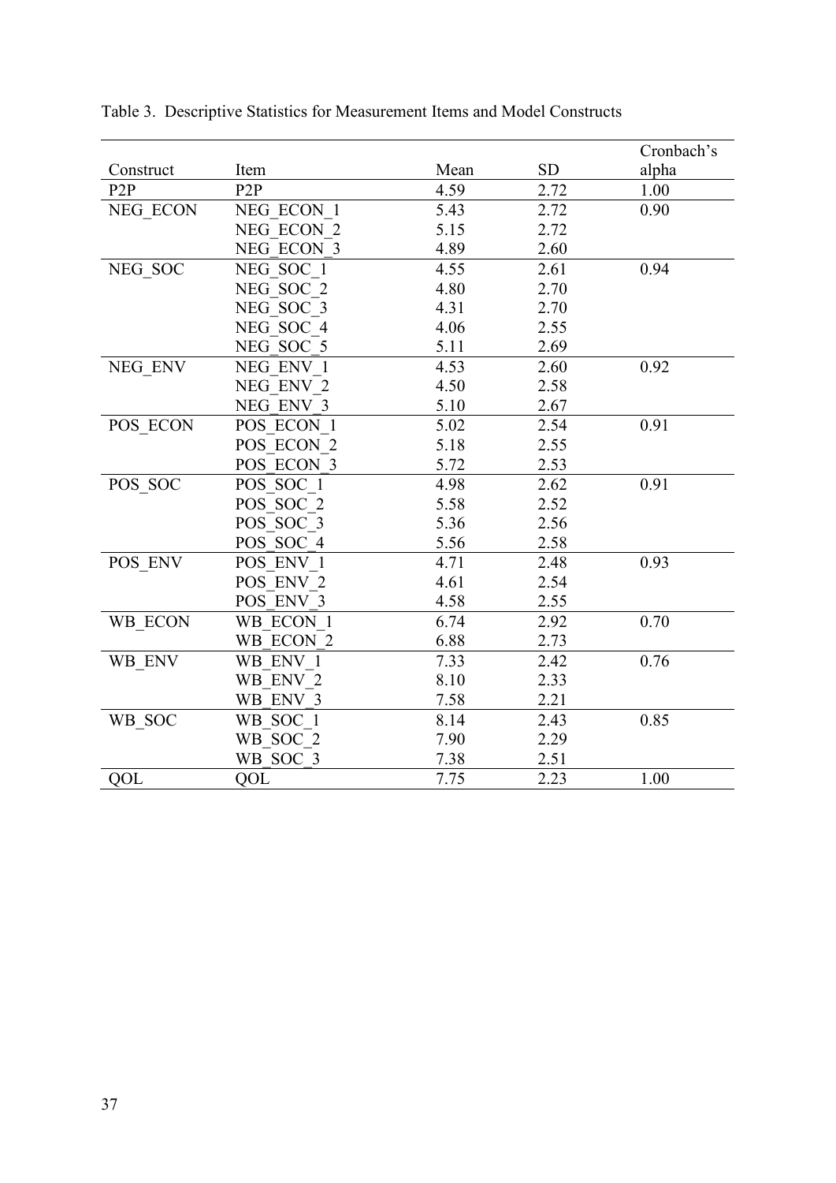Table 3. Descriptive Statistics for Measurement Items and Model Constructs

| Construct | Item | Mean | SD | Cronbach's alpha |
|---|---|---|---|---|
| P2P | P2P | 4.59 | 2.72 | 1.00 |
| NEG_ECON | NEG_ECON_1 | 5.43 | 2.72 | 0.90 |
| | NEG_ECON_2 | 5.15 | 2.72 | |
| | NEG_ECON_3 | 4.89 | 2.60 | |
| NEG_SOC | NEG_SOC_1 | 4.55 | 2.61 | 0.94 |
| | NEG_SOC_2 | 4.80 | 2.70 | |
| | NEG_SOC_3 | 4.31 | 2.70 | |
| | NEG_SOC_4 | 4.06 | 2.55 | |
| | NEG_SOC_5 | 5.11 | 2.69 | |
| NEG_ENV | NEG_ENV_1 | 4.53 | 2.60 | 0.92 |
| | NEG_ENV_2 | 4.50 | 2.58 | |
| | NEG_ENV_3 | 5.10 | 2.67 | |
| POS_ECON | POS_ECON_1 | 5.02 | 2.54 | 0.91 |
| | POS_ECON_2 | 5.18 | 2.55 | |
| | POS_ECON_3 | 5.72 | 2.53 | |
| POS_SOC | POS_SOC_1 | 4.98 | 2.62 | 0.91 |
| | POS_SOC_2 | 5.58 | 2.52 | |
| | POS_SOC_3 | 5.36 | 2.56 | |
| | POS_SOC_4 | 5.56 | 2.58 | |
| POS_ENV | POS_ENV_1 | 4.71 | 2.48 | 0.93 |
| | POS_ENV_2 | 4.61 | 2.54 | |
| | POS_ENV_3 | 4.58 | 2.55 | |
| WB_ECON | WB_ECON_1 | 6.74 | 2.92 | 0.70 |
| | WB_ECON_2 | 6.88 | 2.73 | |
| WB_ENV | WB_ENV_1 | 7.33 | 2.42 | 0.76 |
| | WB_ENV_2 | 8.10 | 2.33 | |
| | WB_ENV_3 | 7.58 | 2.21 | |
| WB_SOC | WB_SOC_1 | 8.14 | 2.43 | 0.85 |
| | WB_SOC_2 | 7.90 | 2.29 | |
| | WB_SOC_3 | 7.38 | 2.51 | |
| QOL | QOL | 7.75 | 2.23 | 1.00 |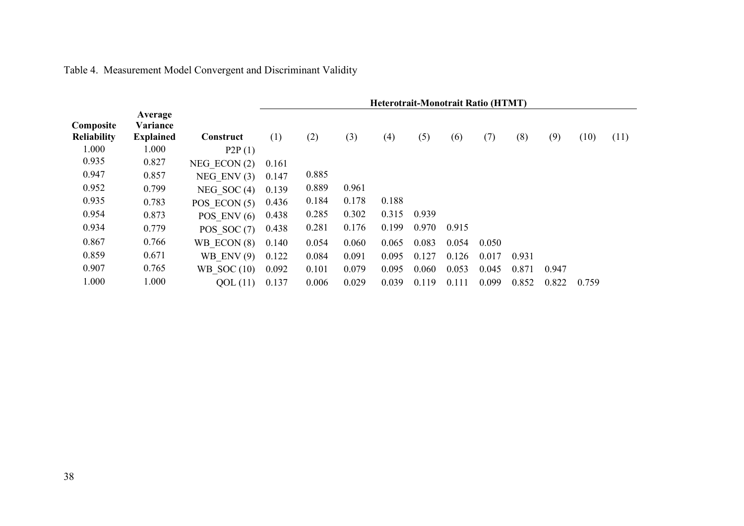Table 4. Measurement Model Convergent and Discriminant Validity

| Composite Reliability | Average Variance Explained | Construct | Heterotrait-Monotrait Ratio (HTMT) | | | | | | | | | | |
|---|---|---|---|---|---|---|---|---|---|---|---|---|---|
| | | | (1) | (2) | (3) | (4) | (5) | (6) | (7) | (8) | (9) | (10) | (11) |
| 1.000 | 1.000 | P2P (1) | | | | | | | | | | | |
| 0.935 | 0.827 | NEG_ECON (2) | 0.161 | | | | | | | | | | |
| 0.947 | 0.857 | NEG_ENV (3) | 0.147 | 0.885 | | | | | | | | | |
| 0.952 | 0.799 | NEG_SOC (4) | 0.139 | 0.889 | 0.961 | | | | | | | | |
| 0.935 | 0.783 | POS_ECON (5) | 0.436 | 0.184 | 0.178 | 0.188 | | | | | | | |
| 0.954 | 0.873 | POS_ENV (6) | 0.438 | 0.285 | 0.302 | 0.315 | 0.939 | | | | | | |
| 0.934 | 0.779 | POS_SOC (7) | 0.438 | 0.281 | 0.176 | 0.199 | 0.970 | 0.915 | | | | | |
| 0.867 | 0.766 | WB_ECON (8) | 0.140 | 0.054 | 0.060 | 0.065 | 0.083 | 0.054 | 0.050 | | | | |
| 0.859 | 0.671 | WB_ENV (9) | 0.122 | 0.084 | 0.091 | 0.095 | 0.127 | 0.126 | 0.017 | 0.931 | | | |
| 0.907 | 0.765 | WB_SOC (10) | 0.092 | 0.101 | 0.079 | 0.095 | 0.060 | 0.053 | 0.045 | 0.871 | 0.947 | | |
| 1.000 | 1.000 | QOL (11) | 0.137 | 0.006 | 0.029 | 0.039 | 0.119 | 0.111 | 0.099 | 0.852 | 0.822 | 0.759 | |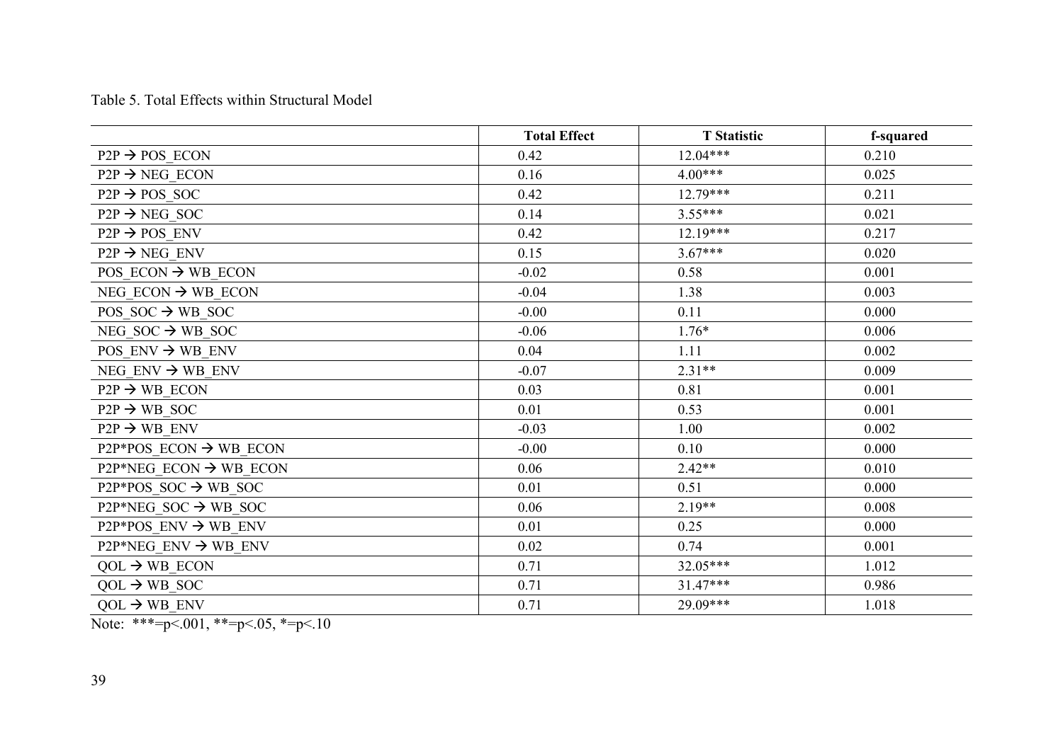Table 5. Total Effects within Structural Model

| | Total Effect | T Statistic | f-squared |
|---|---|---|---|
| P2P → POS_ECON | 0.42 | 12.04*** | 0.210 |
| P2P → NEG_ECON | 0.16 | 4.00*** | 0.025 |
| P2P → POS_SOC | 0.42 | 12.79*** | 0.211 |
| P2P → NEG_SOC | 0.14 | 3.55*** | 0.021 |
| P2P → POS_ENV | 0.42 | 12.19*** | 0.217 |
| P2P → NEG_ENV | 0.15 | 3.67*** | 0.020 |
| POS_ECON → WB_ECON | -0.02 | 0.58 | 0.001 |
| NEG_ECON → WB_ECON | -0.04 | 1.38 | 0.003 |
| POS_SOC → WB_SOC | -0.00 | 0.11 | 0.000 |
| NEG_SOC → WB_SOC | -0.06 | 1.76* | 0.006 |
| POS_ENV → WB_ENV | 0.04 | 1.11 | 0.002 |
| NEG_ENV → WB_ENV | -0.07 | 2.31** | 0.009 |
| P2P → WB_ECON | 0.03 | 0.81 | 0.001 |
| P2P → WB_SOC | 0.01 | 0.53 | 0.001 |
| P2P → WB_ENV | -0.03 | 1.00 | 0.002 |
| P2P*POS_ECON → WB_ECON | -0.00 | 0.10 | 0.000 |
| P2P*NEG_ECON → WB_ECON | 0.06 | 2.42** | 0.010 |
| P2P*POS_SOC → WB_SOC | 0.01 | 0.51 | 0.000 |
| P2P*NEG_SOC → WB_SOC | 0.06 | 2.19** | 0.008 |
| P2P*POS_ENV → WB_ENV | 0.01 | 0.25 | 0.000 |
| P2P*NEG_ENV → WB_ENV | 0.02 | 0.74 | 0.001 |
| QOL → WB_ECON | 0.71 | 32.05*** | 1.012 |
| QOL → WB_SOC | 0.71 | 31.47*** | 0.986 |
| QOL → WB_ENV | 0.71 | 29.09*** | 1.018 |

Note: ***=$p<.001$, **=$p<.05$, *=$p<.10$